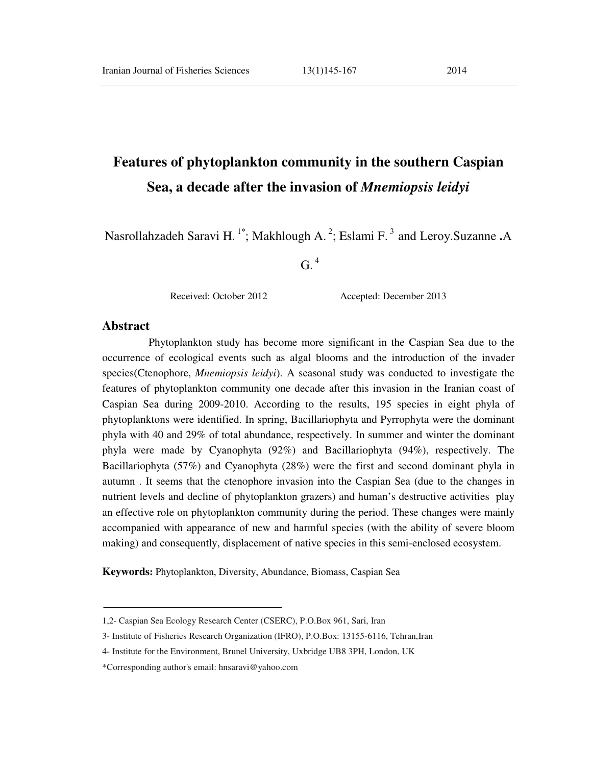# Features of phytoplankton community in the southern Caspian Sea, a decade after the invasion of *Mnemiopsis leidyi*

Nasrollahzadeh Saravi H. [1*]; Makhlough A. [2]; Eslami F. [3] and Leroy.Suzanne .A G. [4]

Received: October 2012 Accepted: December 2013

## Abstract

Phytoplankton study has become more significant in the Caspian Sea due to the occurrence of ecological events such as algal blooms and the introduction of the invader species(Ctenophore, *Mnemiopsis leidyi*). A seasonal study was conducted to investigate the features of phytoplankton community one decade after this invasion in the Iranian coast of Caspian Sea during 2009-2010. According to the results, 195 species in eight phyla of phytoplanktons were identified. In spring, Bacillariophyta and Pyrrophyta were the dominant phyla with 40 and 29% of total abundance, respectively. In summer and winter the dominant phyla were made by Cyanophyta (92%) and Bacillariophyta (94%), respectively. The Bacillariophyta (57%) and Cyanophyta (28%) were the first and second dominant phyla in autumn . It seems that the ctenophore invasion into the Caspian Sea (due to the changes in nutrient levels and decline of phytoplankton grazers) and human's destructive activities play an effective role on phytoplankton community during the period. These changes were mainly accompanied with appearance of new and harmful species (with the ability of severe bloom making) and consequently, displacement of native species in this semi-enclosed ecosystem.

**Keywords:** Phytoplankton, Diversity, Abundance, Biomass, Caspian Sea

---

1,2- Caspian Sea Ecology Research Center (CSERC), P.O.Box 961, Sari, Iran

3- Institute of Fisheries Research Organization (IFRO), P.O.Box: 13155-6116, Tehran,Iran

4- Institute for the Environment, Brunel University, Uxbridge UB8 3PH, London, UK

*Corresponding author's email: hnsaravi@yahoo.com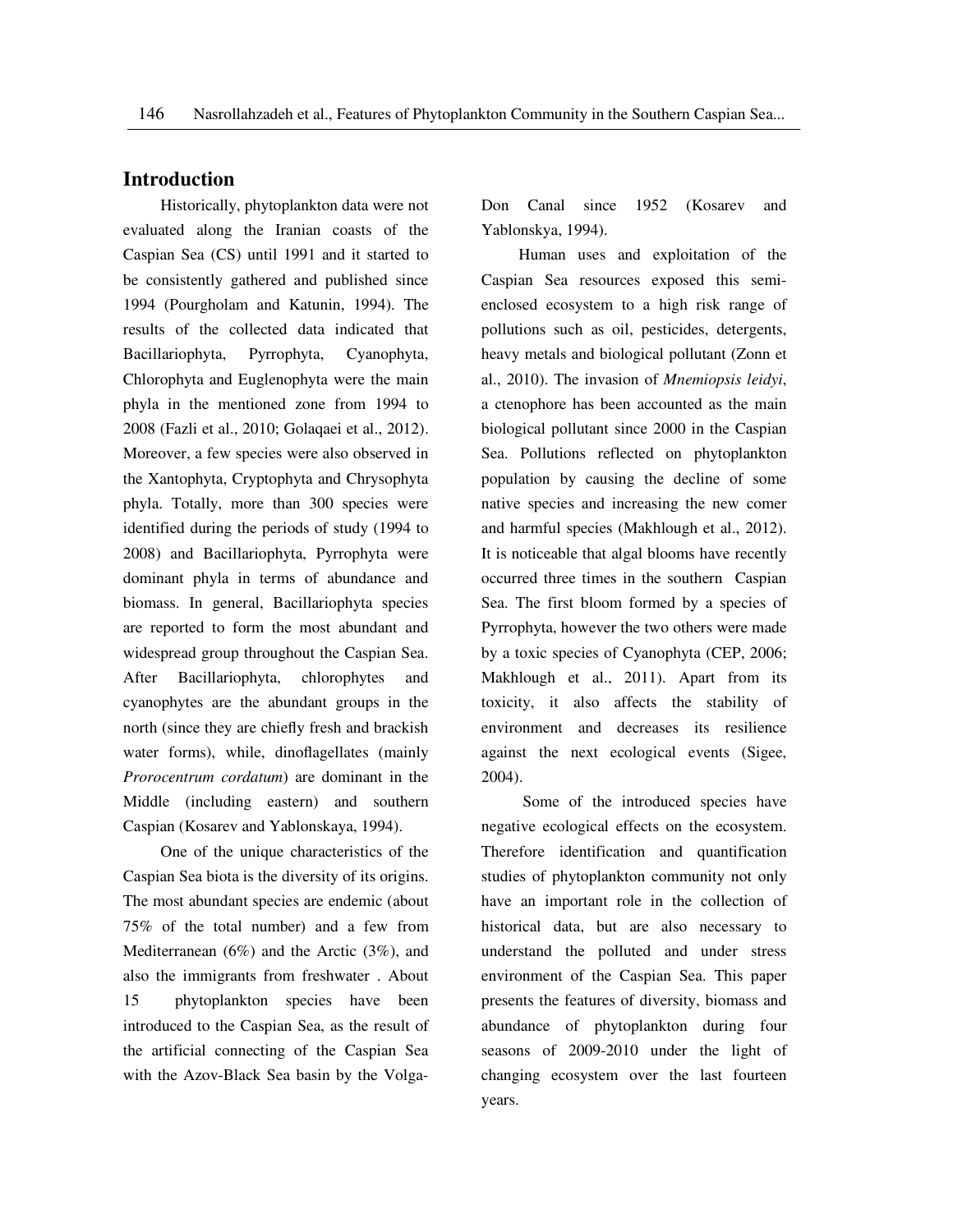## Introduction

Historically, phytoplankton data were not evaluated along the Iranian coasts of the Caspian Sea (CS) until 1991 and it started to be consistently gathered and published since 1994 (Pourgholam and Katunin, 1994). The results of the collected data indicated that Bacillariophyta, Pyrrophyta, Cyanophyta, Chlorophyta and Euglenophyta were the main phyla in the mentioned zone from 1994 to 2008 (Fazli et al., 2010; Golaqaei et al., 2012). Moreover, a few species were also observed in the Xantophyta, Cryptophyta and Chrysophyta phyla. Totally, more than 300 species were identified during the periods of study (1994 to 2008) and Bacillariophyta, Pyrrophyta were dominant phyla in terms of abundance and biomass. In general, Bacillariophyta species are reported to form the most abundant and widespread group throughout the Caspian Sea. After Bacillariophyta, chlorophytes and cyanophytes are the abundant groups in the north (since they are chiefly fresh and brackish water forms), while, dinoflagellates (mainly *Prorocentrum cordatum*) are dominant in the Middle (including eastern) and southern Caspian (Kosarev and Yablonskaya, 1994).

One of the unique characteristics of the Caspian Sea biota is the diversity of its origins. The most abundant species are endemic (about 75% of the total number) and a few from Mediterranean (6%) and the Arctic (3%), and also the immigrants from freshwater . About 15 phytoplankton species have been introduced to the Caspian Sea, as the result of the artificial connecting of the Caspian Sea with the Azov-Black Sea basin by the Volga-Don Canal since 1952 (Kosarev and Yablonskya, 1994).

Human uses and exploitation of the Caspian Sea resources exposed this semi-enclosed ecosystem to a high risk range of pollutions such as oil, pesticides, detergents, heavy metals and biological pollutant (Zonn et al., 2010). The invasion of *Mnemiopsis leidyi*, a ctenophore has been accounted as the main biological pollutant since 2000 in the Caspian Sea. Pollutions reflected on phytoplankton population by causing the decline of some native species and increasing the new comer and harmful species (Makhlough et al., 2012). It is noticeable that algal blooms have recently occurred three times in the southern Caspian Sea. The first bloom formed by a species of Pyrrophyta, however the two others were made by a toxic species of Cyanophyta (CEP, 2006; Makhlough et al., 2011). Apart from its toxicity, it also affects the stability of environment and decreases its resilience against the next ecological events (Sigee, 2004).

Some of the introduced species have negative ecological effects on the ecosystem. Therefore identification and quantification studies of phytoplankton community not only have an important role in the collection of historical data, but are also necessary to understand the polluted and under stress environment of the Caspian Sea. This paper presents the features of diversity, biomass and abundance of phytoplankton during four seasons of 2009-2010 under the light of changing ecosystem over the last fourteen years.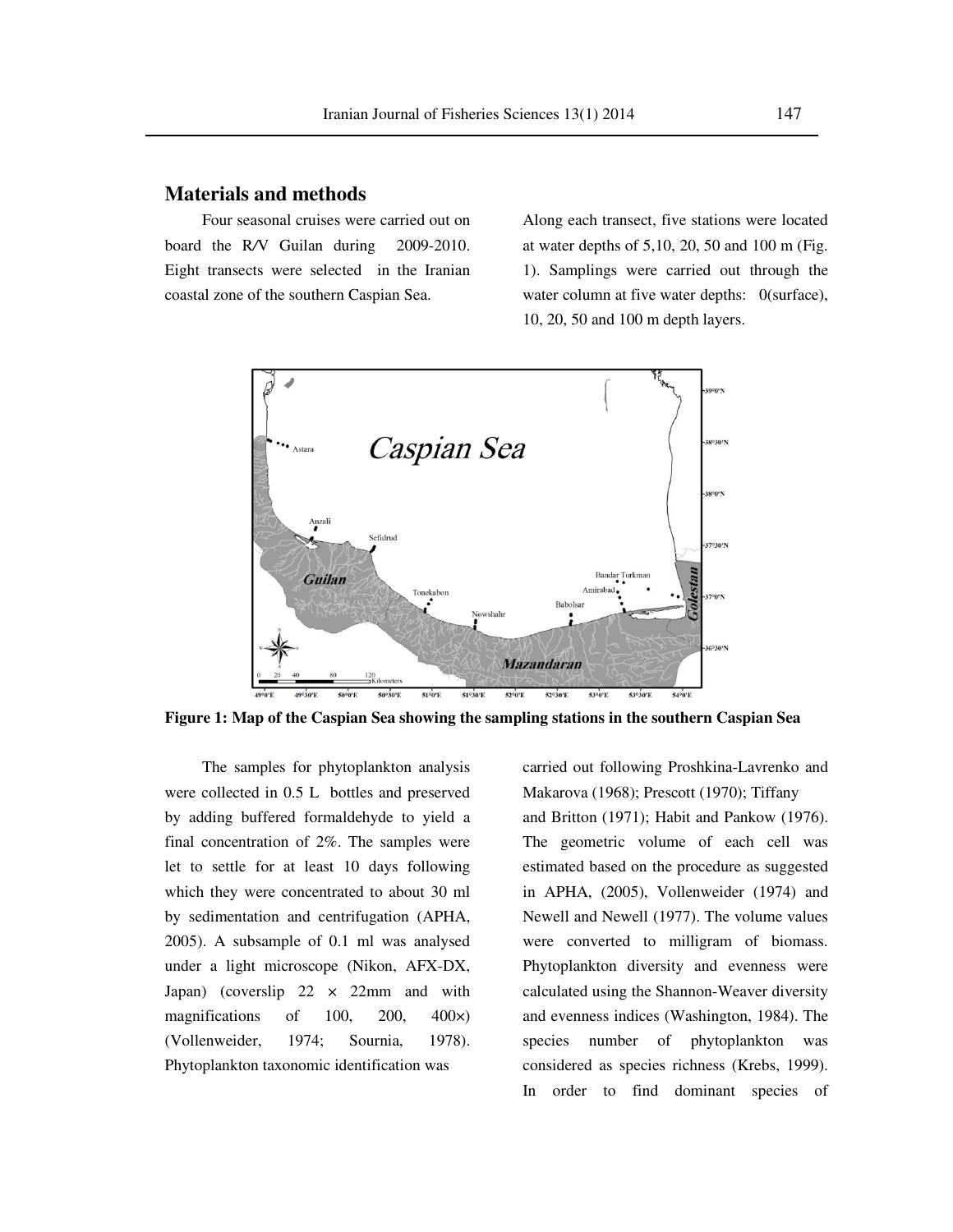## Materials and methods

Four seasonal cruises were carried out on board the R/V Guilan during 2009-2010. Eight transects were selected in the Iranian coastal zone of the southern Caspian Sea. Along each transect, five stations were located at water depths of 5,10, 20, 50 and 100 m (Fig. 1). Samplings were carried out through the water column at five water depths: 0(surface), 10, 20, 50 and 100 m depth layers.

**Figure 1: Map of the Caspian Sea showing the sampling stations in the southern Caspian Sea**

The samples for phytoplankton analysis were collected in 0.5 L bottles and preserved by adding buffered formaldehyde to yield a final concentration of 2%. The samples were let to settle for at least 10 days following which they were concentrated to about 30 ml by sedimentation and centrifugation (APHA, 2005). A subsample of 0.1 ml was analysed under a light microscope (Nikon, AFX-DX, Japan) (coverslip 22 × 22mm and with magnifications of 100, 200, 400×) (Vollenweider, 1974; Sournia, 1978). Phytoplankton taxonomic identification was carried out following Proshkina-Lavrenko and Makarova (1968); Prescott (1970); Tiffany and Britton (1971); Habit and Pankow (1976). The geometric volume of each cell was estimated based on the procedure as suggested in APHA, (2005), Vollenweider (1974) and Newell and Newell (1977). The volume values were converted to milligram of biomass. Phytoplankton diversity and evenness were calculated using the Shannon-Weaver diversity and evenness indices (Washington, 1984). The species number of phytoplankton was considered as species richness (Krebs, 1999). In order to find dominant species of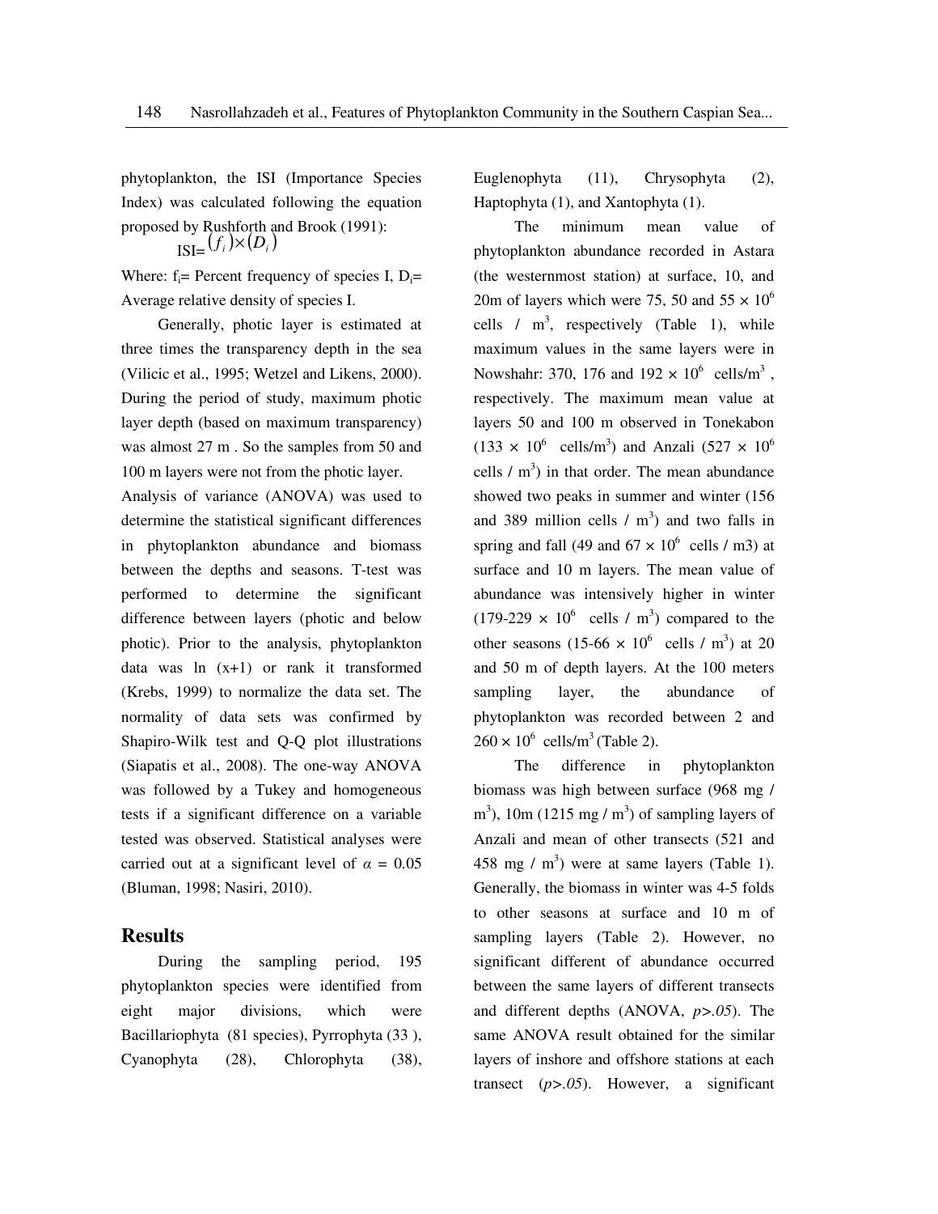phytoplankton, the ISI (Importance Species Index) was calculated following the equation proposed by Rushforth and Brook (1991):

$$\text{ISI}=(f_i)\times(D_i)$$

Where: $f_i$= Percent frequency of species I, $D_i$= Average relative density of species I.

Generally, photic layer is estimated at three times the transparency depth in the sea (Vilicic et al., 1995; Wetzel and Likens, 2000). During the period of study, maximum photic layer depth (based on maximum transparency) was almost 27 m . So the samples from 50 and 100 m layers were not from the photic layer.

Analysis of variance (ANOVA) was used to determine the statistical significant differences in phytoplankton abundance and biomass between the depths and seasons. T-test was performed to determine the significant difference between layers (photic and below photic). Prior to the analysis, phytoplankton data was ln (x+1) or rank it transformed (Krebs, 1999) to normalize the data set. The normality of data sets was confirmed by Shapiro-Wilk test and Q-Q plot illustrations (Siapatis et al., 2008). The one-way ANOVA was followed by a Tukey and homogeneous tests if a significant difference on a variable tested was observed. Statistical analyses were carried out at a significant level of $\alpha$ = 0.05 (Bluman, 1998; Nasiri, 2010).

## Results

During the sampling period, 195 phytoplankton species were identified from eight major divisions, which were Bacillariophyta (81 species), Pyrrophyta (33 ), Cyanophyta (28), Chlorophyta (38), Euglenophyta (11), Chrysophyta (2), Haptophyta (1), and Xantophyta (1).

The minimum mean value of phytoplankton abundance recorded in Astara (the westernmost station) at surface, 10, and 20m of layers which were 75, 50 and 55 × $10^6$ cells / $m^3$, respectively (Table 1), while maximum values in the same layers were in Nowshahr: 370, 176 and 192 × $10^6$ cells/$m^3$ , respectively. The maximum mean value at layers 50 and 100 m observed in Tonekabon (133 × $10^6$ cells/$m^3$) and Anzali (527 × $10^6$ cells / $m^3$) in that order. The mean abundance showed two peaks in summer and winter (156 and 389 million cells / $m^3$) and two falls in spring and fall (49 and 67 × $10^6$ cells / m3) at surface and 10 m layers. The mean value of abundance was intensively higher in winter (179-229 × $10^6$ cells / $m^3$) compared to the other seasons (15-66 × $10^6$ cells / $m^3$) at 20 and 50 m of depth layers. At the 100 meters sampling layer, the abundance of phytoplankton was recorded between 2 and 260 × $10^6$ cells/$m^3$ (Table 2).

The difference in phytoplankton biomass was high between surface (968 mg / $m^3$), 10m (1215 mg / $m^3$) of sampling layers of Anzali and mean of other transects (521 and 458 mg / $m^3$) were at same layers (Table 1). Generally, the biomass in winter was 4-5 folds to other seasons at surface and 10 m of sampling layers (Table 2). However, no significant different of abundance occurred between the same layers of different transects and different depths (ANOVA, *p>.05*). The same ANOVA result obtained for the similar layers of inshore and offshore stations at each transect (*p>.05*). However, a significant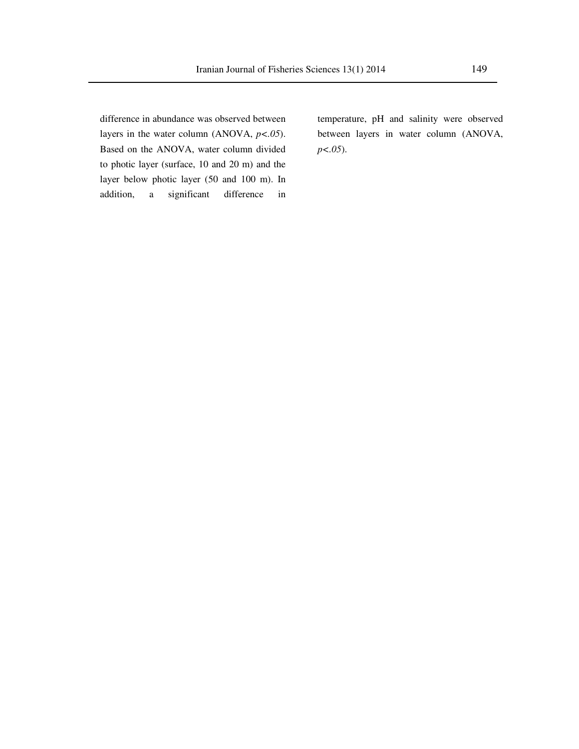difference in abundance was observed between layers in the water column (ANOVA, $p<.05$). Based on the ANOVA, water column divided to photic layer (surface, 10 and 20 m) and the layer below photic layer (50 and 100 m). In addition, a significant difference in temperature, pH and salinity were observed between layers in water column (ANOVA, $p<.05$).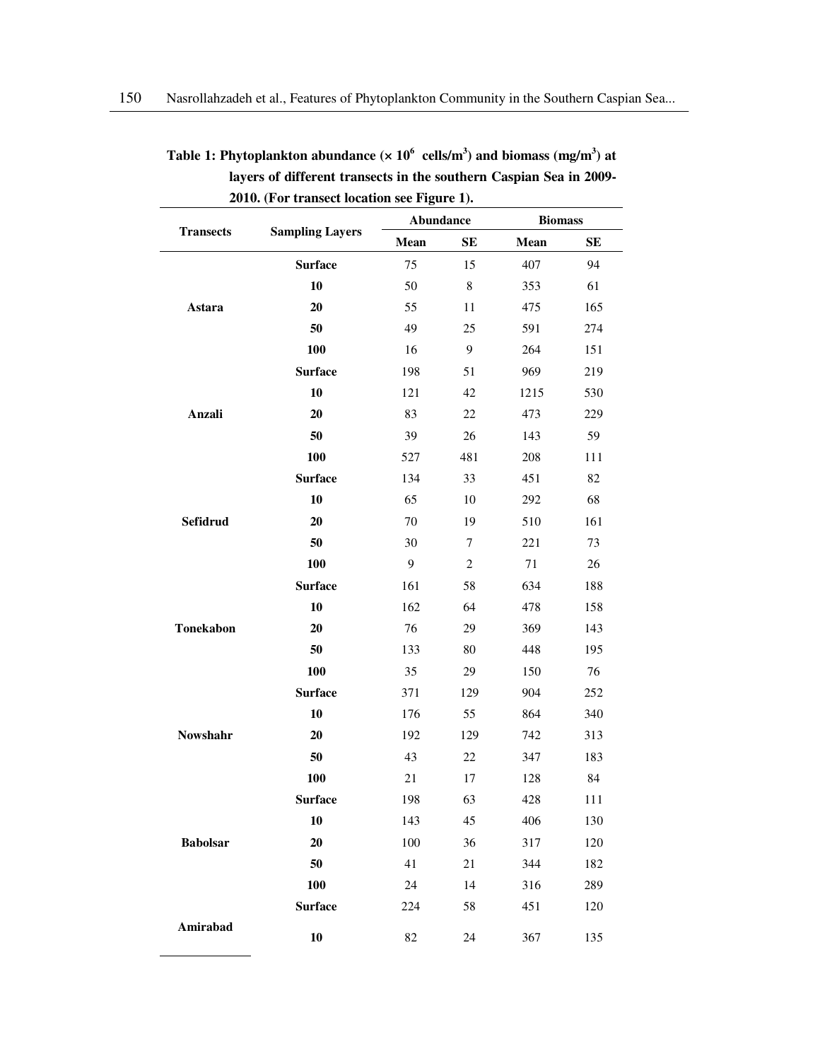**Table 1: Phytoplankton abundance ($\times 10^6$ cells/m$^3$) and biomass (mg/m$^3$) at layers of different transects in the southern Caspian Sea in 2009-2010. (For transect location see Figure 1).**

| Transects | Sampling Layers | Abundance | | Biomass | |
|---|---|---|---|---|---|
| | | Mean | SE | Mean | SE |
| Astara | Surface | 75 | 15 | 407 | 94 |
| | 10 | 50 | 8 | 353 | 61 |
| | 20 | 55 | 11 | 475 | 165 |
| | 50 | 49 | 25 | 591 | 274 |
| | 100 | 16 | 9 | 264 | 151 |
| Anzali | Surface | 198 | 51 | 969 | 219 |
| | 10 | 121 | 42 | 1215 | 530 |
| | 20 | 83 | 22 | 473 | 229 |
| | 50 | 39 | 26 | 143 | 59 |
| | 100 | 527 | 481 | 208 | 111 |
| Sefidrud | Surface | 134 | 33 | 451 | 82 |
| | 10 | 65 | 10 | 292 | 68 |
| | 20 | 70 | 19 | 510 | 161 |
| | 50 | 30 | 7 | 221 | 73 |
| | 100 | 9 | 2 | 71 | 26 |
| Tonekabon | Surface | 161 | 58 | 634 | 188 |
| | 10 | 162 | 64 | 478 | 158 |
| | 20 | 76 | 29 | 369 | 143 |
| | 50 | 133 | 80 | 448 | 195 |
| | 100 | 35 | 29 | 150 | 76 |
| Nowshahr | Surface | 371 | 129 | 904 | 252 |
| | 10 | 176 | 55 | 864 | 340 |
| | 20 | 192 | 129 | 742 | 313 |
| | 50 | 43 | 22 | 347 | 183 |
| | 100 | 21 | 17 | 128 | 84 |
| Babolsar | Surface | 198 | 63 | 428 | 111 |
| | 10 | 143 | 45 | 406 | 130 |
| | 20 | 100 | 36 | 317 | 120 |
| | 50 | 41 | 21 | 344 | 182 |
| | 100 | 24 | 14 | 316 | 289 |
| Amirabad | Surface | 224 | 58 | 451 | 120 |
| | 10 | 82 | 24 | 367 | 135 |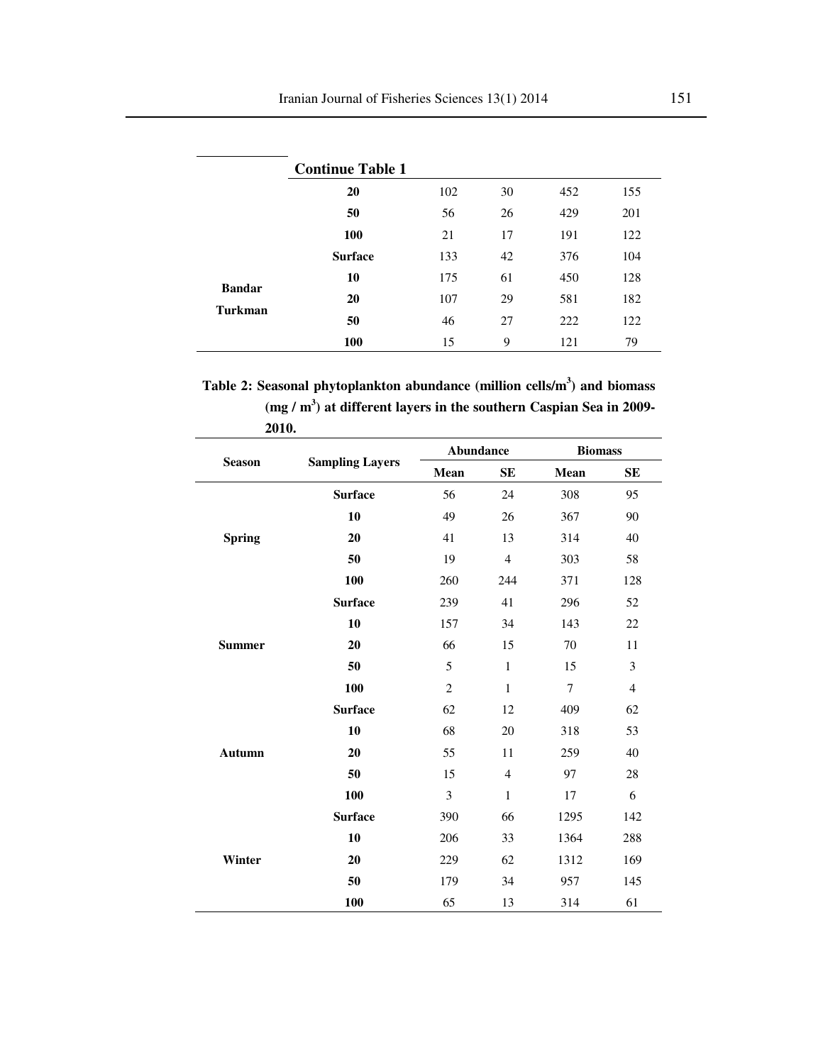**Continue Table 1**

| | | | | | |
|---|---|---|---|---|---|
| | **20** | 102 | 30 | 452 | 155 |
| | **50** | 56 | 26 | 429 | 201 |
| | **100** | 21 | 17 | 191 | 122 |
| **Bandar Turkman** | **Surface** | 133 | 42 | 376 | 104 |
| | **10** | 175 | 61 | 450 | 128 |
| | **20** | 107 | 29 | 581 | 182 |
| | **50** | 46 | 27 | 222 | 122 |
| | **100** | 15 | 9 | 121 | 79 |

**Table 2: Seasonal phytoplankton abundance (million cells/m$^3$) and biomass (mg / m$^3$) at different layers in the southern Caspian Sea in 2009-2010.**

| Season | Sampling Layers | Abundance | | Biomass | |
|---|---|---|---|---|---|
| | | Mean | SE | Mean | SE |
| **Spring** | **Surface** | 56 | 24 | 308 | 95 |
| | **10** | 49 | 26 | 367 | 90 |
| | **20** | 41 | 13 | 314 | 40 |
| | **50** | 19 | 4 | 303 | 58 |
| | **100** | 260 | 244 | 371 | 128 |
| **Summer** | **Surface** | 239 | 41 | 296 | 52 |
| | **10** | 157 | 34 | 143 | 22 |
| | **20** | 66 | 15 | 70 | 11 |
| | **50** | 5 | 1 | 15 | 3 |
| | **100** | 2 | 1 | 7 | 4 |
| **Autumn** | **Surface** | 62 | 12 | 409 | 62 |
| | **10** | 68 | 20 | 318 | 53 |
| | **20** | 55 | 11 | 259 | 40 |
| | **50** | 15 | 4 | 97 | 28 |
| | **100** | 3 | 1 | 17 | 6 |
| **Winter** | **Surface** | 390 | 66 | 1295 | 142 |
| | **10** | 206 | 33 | 1364 | 288 |
| | **20** | 229 | 62 | 1312 | 169 |
| | **50** | 179 | 34 | 957 | 145 |
| | **100** | 65 | 13 | 314 | 61 |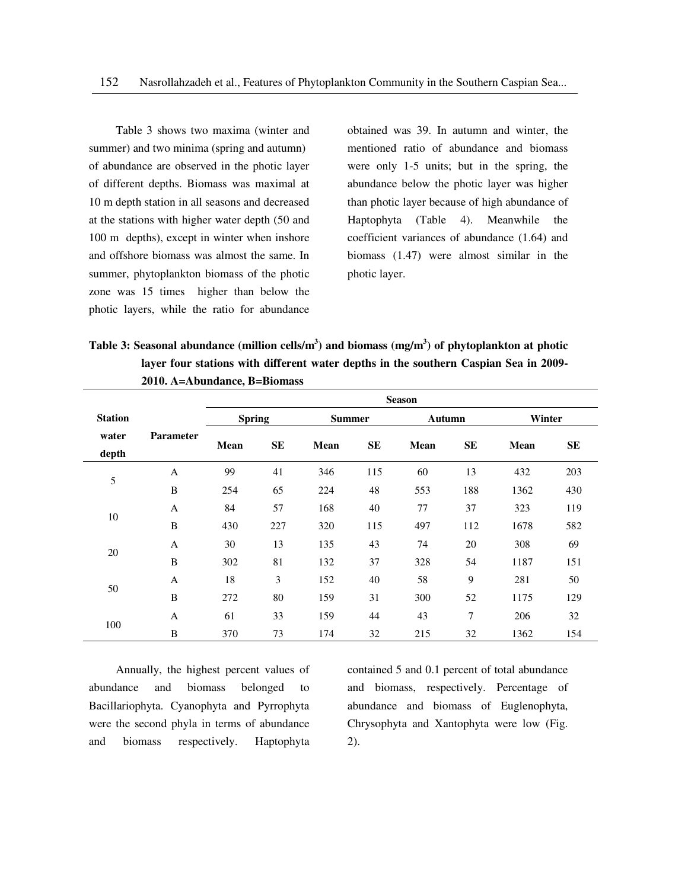Table 3 shows two maxima (winter and summer) and two minima (spring and autumn) of abundance are observed in the photic layer of different depths. Biomass was maximal at 10 m depth station in all seasons and decreased at the stations with higher water depth (50 and 100 m depths), except in winter when inshore and offshore biomass was almost the same. In summer, phytoplankton biomass of the photic zone was 15 times higher than below the photic layers, while the ratio for abundance obtained was 39. In autumn and winter, the mentioned ratio of abundance and biomass were only 1-5 units; but in the spring, the abundance below the photic layer was higher than photic layer because of high abundance of Haptophyta (Table 4). Meanwhile the coefficient variances of abundance (1.64) and biomass (1.47) were almost similar in the photic layer.

**Table 3: Seasonal abundance (million cells/m$^3$) and biomass (mg/m$^3$) of phytoplankton at photic layer four stations with different water depths in the southern Caspian Sea in 2009-2010. A=Abundance, B=Biomass**

| Station water depth | Parameter | Season | | | | | | | |
|---|---|---|---|---|---|---|---|---|---|
| | | Spring | | Summer | | Autumn | | Winter | |
| | | Mean | SE | Mean | SE | Mean | SE | Mean | SE |
| 5 | A | 99 | 41 | 346 | 115 | 60 | 13 | 432 | 203 |
| | B | 254 | 65 | 224 | 48 | 553 | 188 | 1362 | 430 |
| 10 | A | 84 | 57 | 168 | 40 | 77 | 37 | 323 | 119 |
| | B | 430 | 227 | 320 | 115 | 497 | 112 | 1678 | 582 |
| 20 | A | 30 | 13 | 135 | 43 | 74 | 20 | 308 | 69 |
| | B | 302 | 81 | 132 | 37 | 328 | 54 | 1187 | 151 |
| 50 | A | 18 | 3 | 152 | 40 | 58 | 9 | 281 | 50 |
| | B | 272 | 80 | 159 | 31 | 300 | 52 | 1175 | 129 |
| 100 | A | 61 | 33 | 159 | 44 | 43 | 7 | 206 | 32 |
| | B | 370 | 73 | 174 | 32 | 215 | 32 | 1362 | 154 |

Annually, the highest percent values of abundance and biomass belonged to Bacillariophyta. Cyanophyta and Pyrrophyta were the second phyla in terms of abundance and biomass respectively. Haptophyta contained 5 and 0.1 percent of total abundance and biomass, respectively. Percentage of abundance and biomass of Euglenophyta, Chrysophyta and Xantophyta were low (Fig. 2).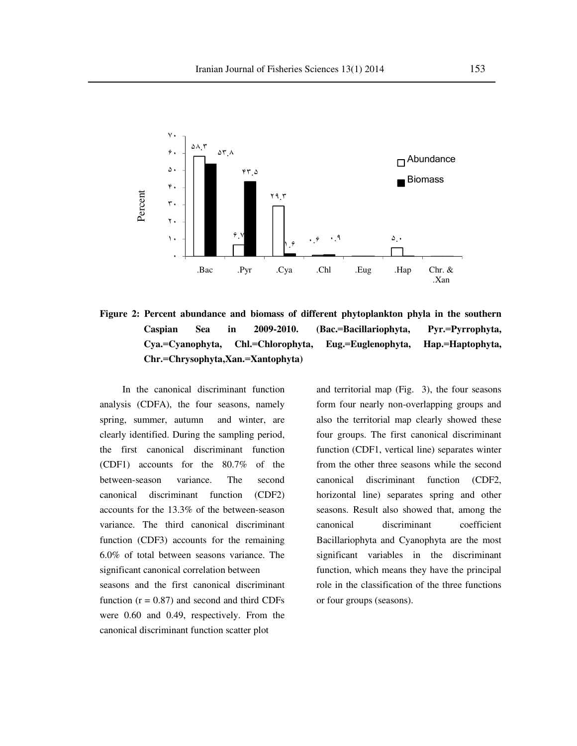**Figure 2: Percent abundance and biomass of different phytoplankton phyla in the southern Caspian Sea in 2009-2010. (Bac.=Bacillariophyta, Pyr.=Pyrrophyta, Cya.=Cyanophyta, Chl.=Chlorophyta, Eug.=Euglenophyta, Hap.=Haptophyta, Chr.=Chrysophyta,Xan.=Xantophyta)**

In the canonical discriminant function analysis (CDFA), the four seasons, namely spring, summer, autumn and winter, are clearly identified. During the sampling period, the first canonical discriminant function (CDF1) accounts for the 80.7% of the between-season variance. The second canonical discriminant function (CDF2) accounts for the 13.3% of the between-season variance. The third canonical discriminant function (CDF3) accounts for the remaining 6.0% of total between seasons variance. The significant canonical correlation between seasons and the first canonical discriminant function ($r = 0.87$) and second and third CDFs were 0.60 and 0.49, respectively. From the canonical discriminant function scatter plot and territorial map (Fig. 3), the four seasons form four nearly non-overlapping groups and also the territorial map clearly showed these four groups. The first canonical discriminant function (CDF1, vertical line) separates winter from the other three seasons while the second canonical discriminant function (CDF2, horizontal line) separates spring and other seasons. Result also showed that, among the canonical discriminant coefficient Bacillariophyta and Cyanophyta are the most significant variables in the discriminant function, which means they have the principal role in the classification of the three functions or four groups (seasons).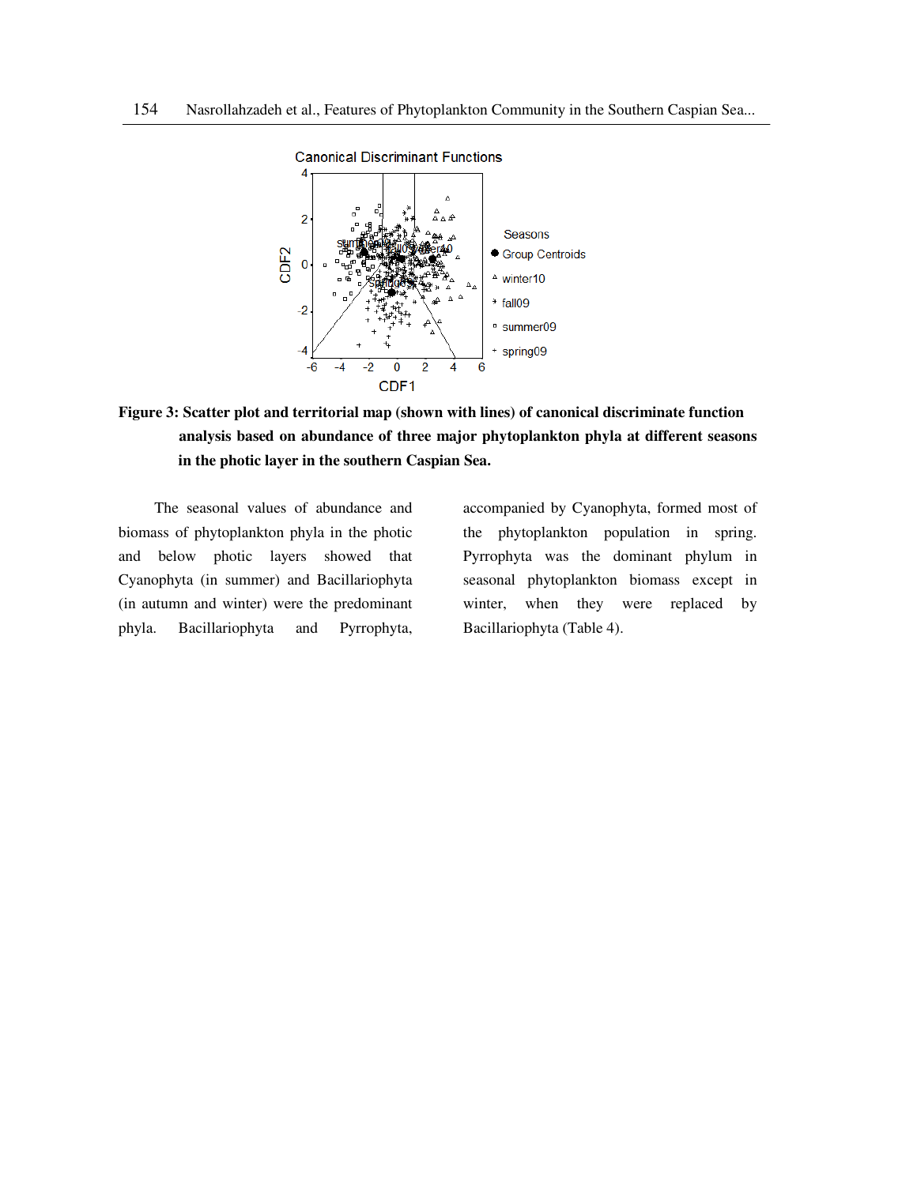**Figure 3: Scatter plot and territorial map (shown with lines) of canonical discriminant function analysis based on abundance of three major phytoplankton phyla at different seasons in the photic layer in the southern Caspian Sea.**

The seasonal values of abundance and biomass of phytoplankton phyla in the photic and below photic layers showed that Cyanophyta (in summer) and Bacillariophyta (in autumn and winter) were the predominant phyla. Bacillariophyta and Pyrrophyta, accompanied by Cyanophyta, formed most of the phytoplankton population in spring. Pyrrophyta was the dominant phylum in seasonal phytoplankton biomass except in winter, when they were replaced by Bacillariophyta (Table 4).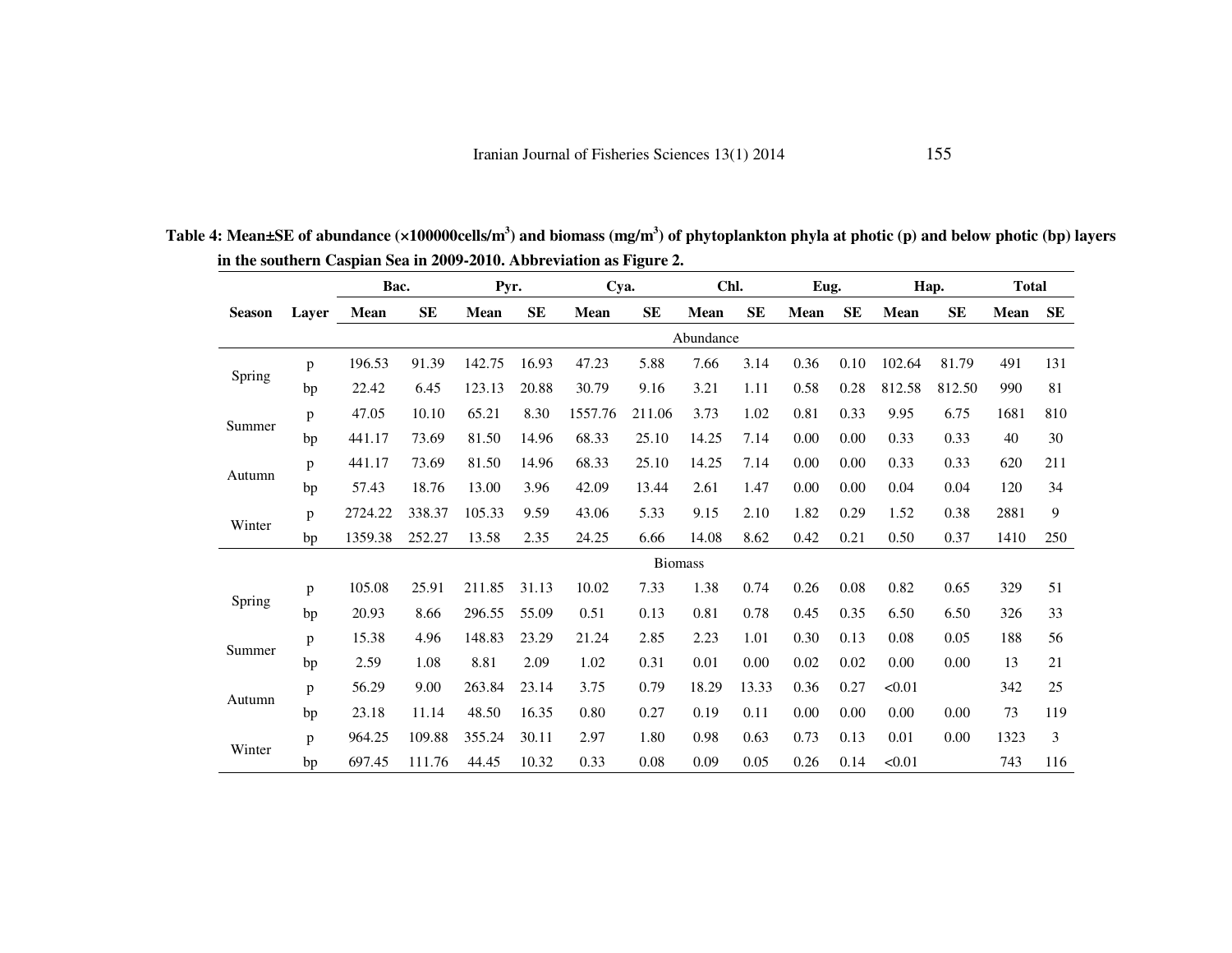**Table 4: Mean±SE of abundance (×100000cells/$m^3$) and biomass (mg/$m^3$) of phytoplankton phyla at photic (p) and below photic (bp) layers in the southern Caspian Sea in 2009-2010. Abbreviation as Figure 2.**

| | | Bac. | | Pyr. | | Cya. | | Chl. | | Eug. | | Hap. | | Total | |
|---|---|---|---|---|---|---|---|---|---|---|---|---|---|---|---|
| **Season** | **Layer** | **Mean** | **SE** | **Mean** | **SE** | **Mean** | **SE** | **Mean** | **SE** | **Mean** | **SE** | **Mean** | **SE** | **Mean** | **SE** |
| | | | | | | | | Abundance | | | | | | | |
| Spring | p | 196.53 | 91.39 | 142.75 | 16.93 | 47.23 | 5.88 | 7.66 | 3.14 | 0.36 | 0.10 | 102.64 | 81.79 | 491 | 131 |
| | bp | 22.42 | 6.45 | 123.13 | 20.88 | 30.79 | 9.16 | 3.21 | 1.11 | 0.58 | 0.28 | 812.58 | 812.50 | 990 | 81 |
| Summer | p | 47.05 | 10.10 | 65.21 | 8.30 | 1557.76 | 211.06 | 3.73 | 1.02 | 0.81 | 0.33 | 9.95 | 6.75 | 1681 | 810 |
| | bp | 441.17 | 73.69 | 81.50 | 14.96 | 68.33 | 25.10 | 14.25 | 7.14 | 0.00 | 0.00 | 0.33 | 0.33 | 40 | 30 |
| Autumn | p | 441.17 | 73.69 | 81.50 | 14.96 | 68.33 | 25.10 | 14.25 | 7.14 | 0.00 | 0.00 | 0.33 | 0.33 | 620 | 211 |
| | bp | 57.43 | 18.76 | 13.00 | 3.96 | 42.09 | 13.44 | 2.61 | 1.47 | 0.00 | 0.00 | 0.04 | 0.04 | 120 | 34 |
| Winter | p | 2724.22 | 338.37 | 105.33 | 9.59 | 43.06 | 5.33 | 9.15 | 2.10 | 1.82 | 0.29 | 1.52 | 0.38 | 2881 | 9 |
| | bp | 1359.38 | 252.27 | 13.58 | 2.35 | 24.25 | 6.66 | 14.08 | 8.62 | 0.42 | 0.21 | 0.50 | 0.37 | 1410 | 250 |
| | | | | | | | | Biomass | | | | | | | |
| Spring | p | 105.08 | 25.91 | 211.85 | 31.13 | 10.02 | 7.33 | 1.38 | 0.74 | 0.26 | 0.08 | 0.82 | 0.65 | 329 | 51 |
| | bp | 20.93 | 8.66 | 296.55 | 55.09 | 0.51 | 0.13 | 0.81 | 0.78 | 0.45 | 0.35 | 6.50 | 6.50 | 326 | 33 |
| Summer | p | 15.38 | 4.96 | 148.83 | 23.29 | 21.24 | 2.85 | 2.23 | 1.01 | 0.30 | 0.13 | 0.08 | 0.05 | 188 | 56 |
| | bp | 2.59 | 1.08 | 8.81 | 2.09 | 1.02 | 0.31 | 0.01 | 0.00 | 0.02 | 0.02 | 0.00 | 0.00 | 13 | 21 |
| Autumn | p | 56.29 | 9.00 | 263.84 | 23.14 | 3.75 | 0.79 | 18.29 | 13.33 | 0.36 | 0.27 | <0.01 | | 342 | 25 |
| | bp | 23.18 | 11.14 | 48.50 | 16.35 | 0.80 | 0.27 | 0.19 | 0.11 | 0.00 | 0.00 | 0.00 | 0.00 | 73 | 119 |
| Winter | p | 964.25 | 109.88 | 355.24 | 30.11 | 2.97 | 1.80 | 0.98 | 0.63 | 0.73 | 0.13 | 0.01 | 0.00 | 1323 | 3 |
| | bp | 697.45 | 111.76 | 44.45 | 10.32 | 0.33 | 0.08 | 0.09 | 0.05 | 0.26 | 0.14 | <0.01 | | 743 | 116 |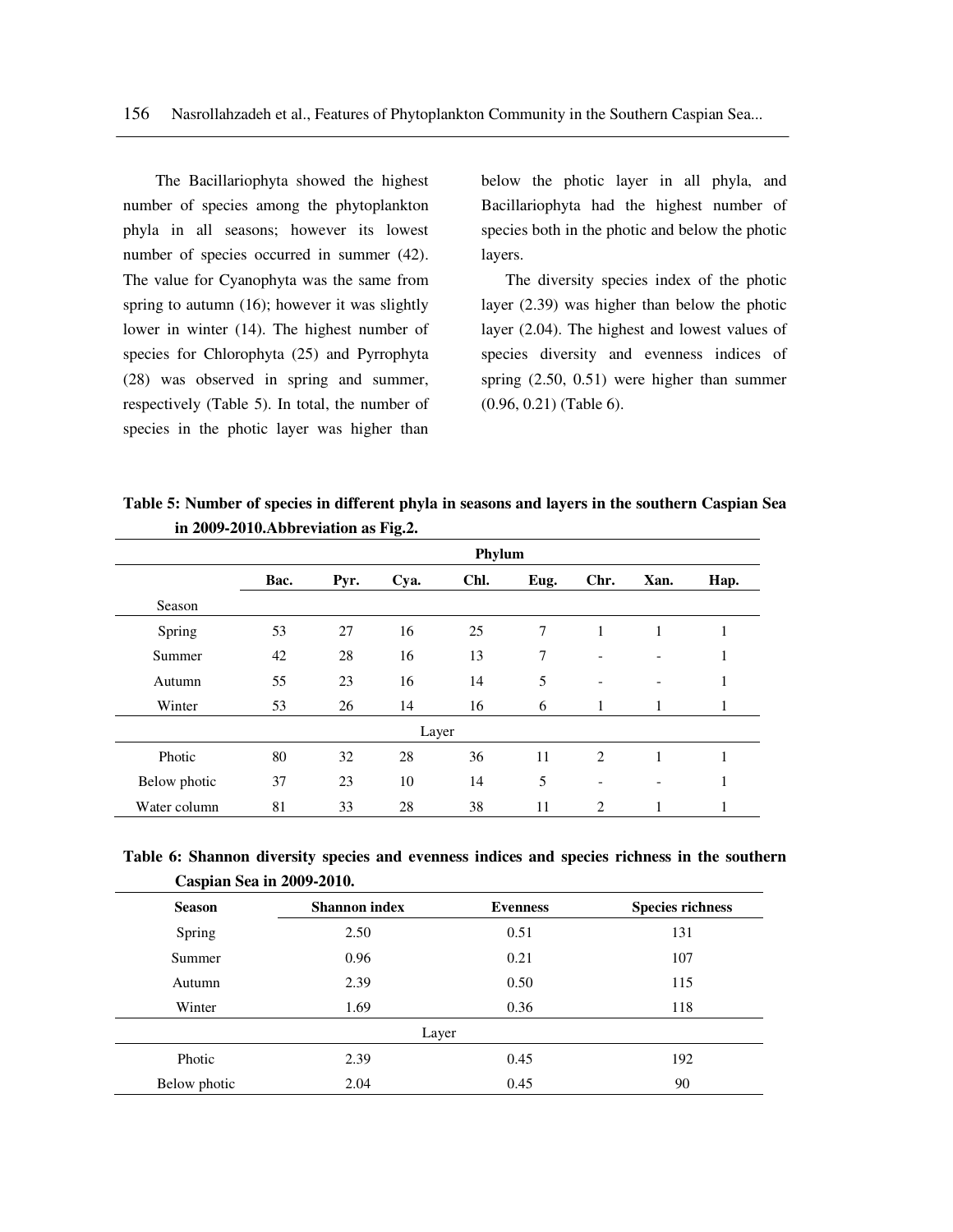The Bacillariophyta showed the highest number of species among the phytoplankton phyla in all seasons; however its lowest number of species occurred in summer (42). The value for Cyanophyta was the same from spring to autumn (16); however it was slightly lower in winter (14). The highest number of species for Chlorophyta (25) and Pyrrophyta (28) was observed in spring and summer, respectively (Table 5). In total, the number of species in the photic layer was higher than below the photic layer in all phyla, and Bacillariophyta had the highest number of species both in the photic and below the photic layers.

The diversity species index of the photic layer (2.39) was higher than below the photic layer (2.04). The highest and lowest values of species diversity and evenness indices of spring (2.50, 0.51) were higher than summer (0.96, 0.21) (Table 6).

**Table 5: Number of species in different phyla in seasons and layers in the southern Caspian Sea in 2009-2010.Abbreviation as Fig.2.**

| | Phylum | | | | | | | |
|---|---|---|---|---|---|---|---|---|
| | **Bac.** | **Pyr.** | **Cya.** | **Chl.** | **Eug.** | **Chr.** | **Xan.** | **Hap.** |
| Season | | | | | | | | |
| Spring | 53 | 27 | 16 | 25 | 7 | 1 | 1 | 1 |
| Summer | 42 | 28 | 16 | 13 | 7 | - | - | 1 |
| Autumn | 55 | 23 | 16 | 14 | 5 | - | - | 1 |
| Winter | 53 | 26 | 14 | 16 | 6 | 1 | 1 | 1 |
| Layer | | | | | | | | |
| Photic | 80 | 32 | 28 | 36 | 11 | 2 | 1 | 1 |
| Below photic | 37 | 23 | 10 | 14 | 5 | - | - | 1 |
| Water column | 81 | 33 | 28 | 38 | 11 | 2 | 1 | 1 |

**Table 6: Shannon diversity species and evenness indices and species richness in the southern Caspian Sea in 2009-2010.**

| Season | Shannon index | Evenness | Species richness |
|---|---|---|---|
| Spring | 2.50 | 0.51 | 131 |
| Summer | 0.96 | 0.21 | 107 |
| Autumn | 2.39 | 0.50 | 115 |
| Winter | 1.69 | 0.36 | 118 |
| Layer | | | |
| Photic | 2.39 | 0.45 | 192 |
| Below photic | 2.04 | 0.45 | 90 |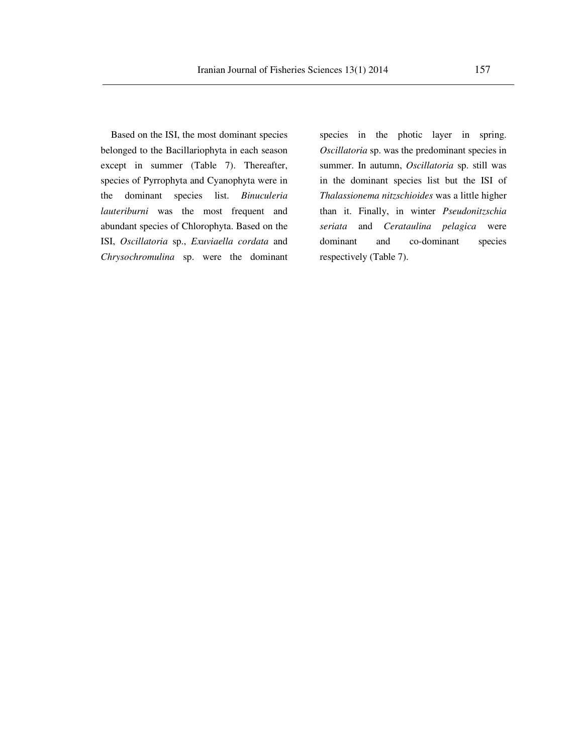Based on the ISI, the most dominant species belonged to the Bacillariophyta in each season except in summer (Table 7). Thereafter, species of Pyrrophyta and Cyanophyta were in the dominant species list. *Binuculeria lauteriburni* was the most frequent and abundant species of Chlorophyta. Based on the ISI, *Oscillatoria* sp., *Exuviaella cordata* and *Chrysochromulina* sp. were the dominant species in the photic layer in spring. *Oscillatoria* sp. was the predominant species in summer. In autumn, *Oscillatoria* sp. still was in the dominant species list but the ISI of *Thalassionema nitzschioides* was a little higher than it. Finally, in winter *Pseudonitzschia seriata* and *Cerataulina pelagica* were dominant and co-dominant species respectively (Table 7).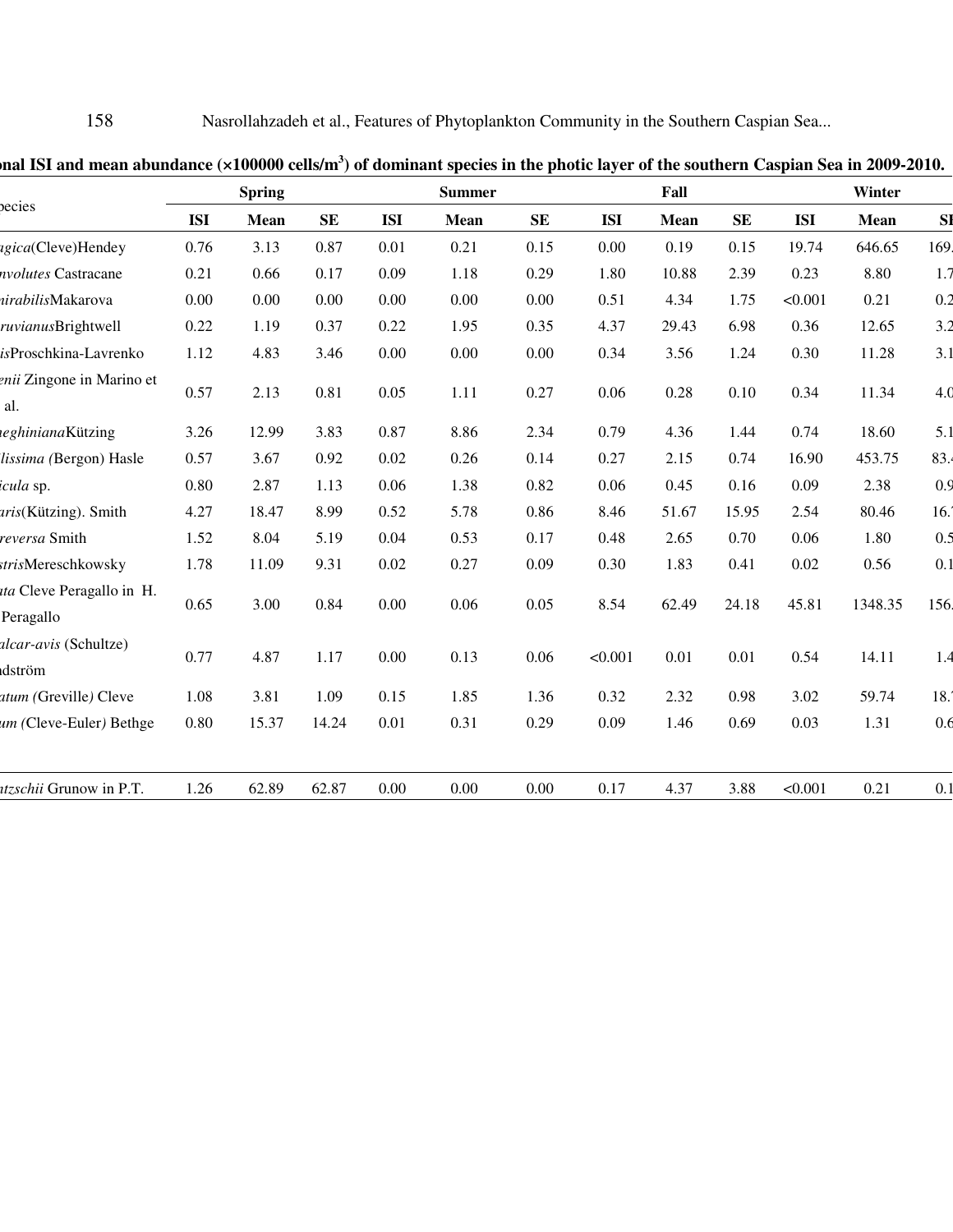**onal ISI and mean abundance (×100000 cells/m$^3$) of dominant species in the photic layer of the southern Caspian Sea in 2009-2010.**

| pecies | Spring | | | Summer | | | Fall | | | Winter | | |
|---|---|---|---|---|---|---|---|---|---|---|---|---|
| | ISI | Mean | SE | ISI | Mean | SE | ISI | Mean | SE | ISI | Mean | SI |
| *agica*(Cleve)Hendey | 0.76 | 3.13 | 0.87 | 0.01 | 0.21 | 0.15 | 0.00 | 0.19 | 0.15 | 19.74 | 646.65 | 169. |
| *nvolutes* Castracane | 0.21 | 0.66 | 0.17 | 0.09 | 1.18 | 0.29 | 1.80 | 10.88 | 2.39 | 0.23 | 8.80 | 1.7 |
| *nirabilis*Makarova | 0.00 | 0.00 | 0.00 | 0.00 | 0.00 | 0.00 | 0.51 | 4.34 | 1.75 | <0.001 | 0.21 | 0.2 |
| *ruvianus*Brightwell | 0.22 | 1.19 | 0.37 | 0.22 | 1.95 | 0.35 | 4.37 | 29.43 | 6.98 | 0.36 | 12.65 | 3.2 |
| *is*Proschkina-Lavrenko | 1.12 | 4.83 | 3.46 | 0.00 | 0.00 | 0.00 | 0.34 | 3.56 | 1.24 | 0.30 | 11.28 | 3.1 |
| *enii* Zingone in Marino et al. | 0.57 | 2.13 | 0.81 | 0.05 | 1.11 | 0.27 | 0.06 | 0.28 | 0.10 | 0.34 | 11.34 | 4.0 |
| *eghiniana*Kützing | 3.26 | 12.99 | 3.83 | 0.87 | 8.86 | 2.34 | 0.79 | 4.36 | 1.44 | 0.74 | 18.60 | 5.1 |
| *lissima (*Bergon) Hasle | 0.57 | 3.67 | 0.92 | 0.02 | 0.26 | 0.14 | 0.27 | 2.15 | 0.74 | 16.90 | 453.75 | 83. |
| *icula* sp. | 0.80 | 2.87 | 1.13 | 0.06 | 1.38 | 0.82 | 0.06 | 0.45 | 0.16 | 0.09 | 2.38 | 0.9 |
| *aris*(Kützing). Smith | 4.27 | 18.47 | 8.99 | 0.52 | 5.78 | 0.86 | 8.46 | 51.67 | 15.95 | 2.54 | 80.46 | 16. |
| *reversa* Smith | 1.52 | 8.04 | 5.19 | 0.04 | 0.53 | 0.17 | 0.48 | 2.65 | 0.70 | 0.06 | 1.80 | 0.5 |
| *stris*Mereschkowsky | 1.78 | 11.09 | 9.31 | 0.02 | 0.27 | 0.09 | 0.30 | 1.83 | 0.41 | 0.02 | 0.56 | 0.1 |
| *uta* Cleve Peragallo in H. Peragallo | 0.65 | 3.00 | 0.84 | 0.00 | 0.06 | 0.05 | 8.54 | 62.49 | 24.18 | 45.81 | 1348.35 | 156. |
| *alcar-avis* (Schultze) dström | 0.77 | 4.87 | 1.17 | 0.00 | 0.13 | 0.06 | <0.001 | 0.01 | 0.01 | 0.54 | 14.11 | 1.4 |
| *atum (*Greville*)* Cleve | 1.08 | 3.81 | 1.09 | 0.15 | 1.85 | 1.36 | 0.32 | 2.32 | 0.98 | 3.02 | 59.74 | 18. |
| *um* (Cleve-Euler*)* Bethge | 0.80 | 15.37 | 14.24 | 0.01 | 0.31 | 0.29 | 0.09 | 1.46 | 0.69 | 0.03 | 1.31 | 0.6 |
| *tzschii* Grunow in P.T. | 1.26 | 62.89 | 62.87 | 0.00 | 0.00 | 0.00 | 0.17 | 4.37 | 3.88 | <0.001 | 0.21 | 0.1 |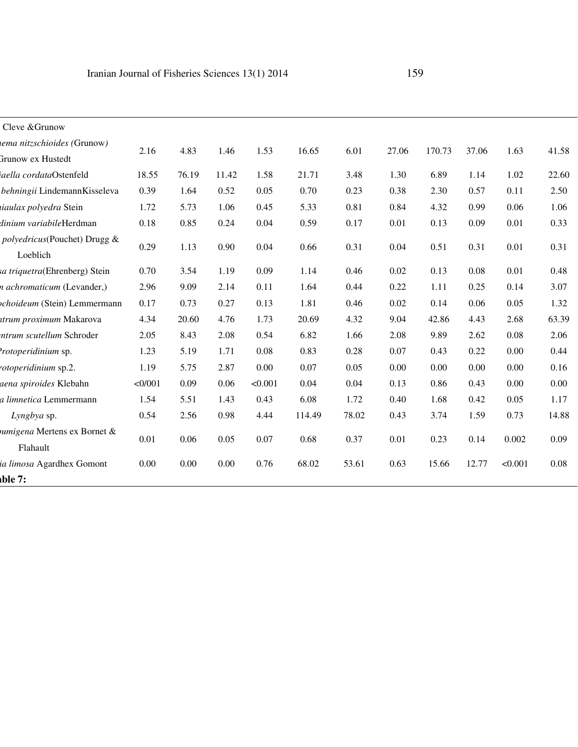| | | | | | | | | | | | |
|---|---|---|---|---|---|---|---|---|---|---|---|
| Cleve &Grunow | | | | | | | | | | | |
| *nema nitzschioides (*Grunow*)* Grunow ex Hustedt | 2.16 | 4.83 | 1.46 | 1.53 | 16.65 | 6.01 | 27.06 | 170.73 | 37.06 | 1.63 | 41.58 |
| *iaella cordata*Ostenfeld | 18.55 | 76.19 | 11.42 | 1.58 | 21.71 | 3.48 | 1.30 | 6.89 | 1.14 | 1.02 | 22.60 |
| *behningii* LindemannKisseleva | 0.39 | 1.64 | 0.52 | 0.05 | 0.70 | 0.23 | 0.38 | 2.30 | 0.57 | 0.11 | 2.50 |
| *niaulax polyedra* Stein | 1.72 | 5.73 | 1.06 | 0.45 | 5.33 | 0.81 | 0.84 | 4.32 | 0.99 | 0.06 | 1.06 |
| *dinium variabile*Herdman | 0.18 | 0.85 | 0.24 | 0.04 | 0.59 | 0.17 | 0.01 | 0.13 | 0.09 | 0.01 | 0.33 |
| *polyedricus*(Pouchet) Drugg & Loeblich | 0.29 | 1.13 | 0.90 | 0.04 | 0.66 | 0.31 | 0.04 | 0.51 | 0.31 | 0.01 | 0.31 |
| *sa triquetra*(Ehrenberg) Stein | 0.70 | 3.54 | 1.19 | 0.09 | 1.14 | 0.46 | 0.02 | 0.13 | 0.08 | 0.01 | 0.48 |
| *n achromaticum* (Levander,) | 2.96 | 9.09 | 2.14 | 0.11 | 1.64 | 0.44 | 0.22 | 1.11 | 0.25 | 0.14 | 3.07 |
| *ochoideum* (Stein) Lemmermann | 0.17 | 0.73 | 0.27 | 0.13 | 1.81 | 0.46 | 0.02 | 0.14 | 0.06 | 0.05 | 1.32 |
| *ntrum proximum* Makarova | 4.34 | 20.60 | 4.76 | 1.73 | 20.69 | 4.32 | 9.04 | 42.86 | 4.43 | 2.68 | 63.39 |
| *ntrum scutellum* Schroder | 2.05 | 8.43 | 2.08 | 0.54 | 6.82 | 1.66 | 2.08 | 9.89 | 2.62 | 0.08 | 2.06 |
| *Protoperidinium* sp. | 1.23 | 5.19 | 1.71 | 0.08 | 0.83 | 0.28 | 0.07 | 0.43 | 0.22 | 0.00 | 0.44 |
| *rotoperidinium* sp.2. | 1.19 | 5.75 | 2.87 | 0.00 | 0.07 | 0.05 | 0.00 | 0.00 | 0.00 | 0.00 | 0.16 |
| *aena spiroides* Klebahn | <0/001 | 0.09 | 0.06 | <0.001 | 0.04 | 0.04 | 0.13 | 0.86 | 0.43 | 0.00 | 0.00 |
| *a limnetica* Lemmermann | 1.54 | 5.51 | 1.43 | 0.43 | 6.08 | 1.72 | 0.40 | 1.68 | 0.42 | 0.05 | 1.17 |
| *Lyngbya* sp. | 0.54 | 2.56 | 0.98 | 4.44 | 114.49 | 78.02 | 0.43 | 3.74 | 1.59 | 0.73 | 14.88 |
| *umigena* Mertens ex Bornet & Flahault | 0.01 | 0.06 | 0.05 | 0.07 | 0.68 | 0.37 | 0.01 | 0.23 | 0.14 | 0.002 | 0.09 |
| *ia limosa* Agardhex Gomont | 0.00 | 0.00 | 0.00 | 0.76 | 68.02 | 53.61 | 0.63 | 15.66 | 12.77 | <0.001 | 0.08 |

**ble 7:**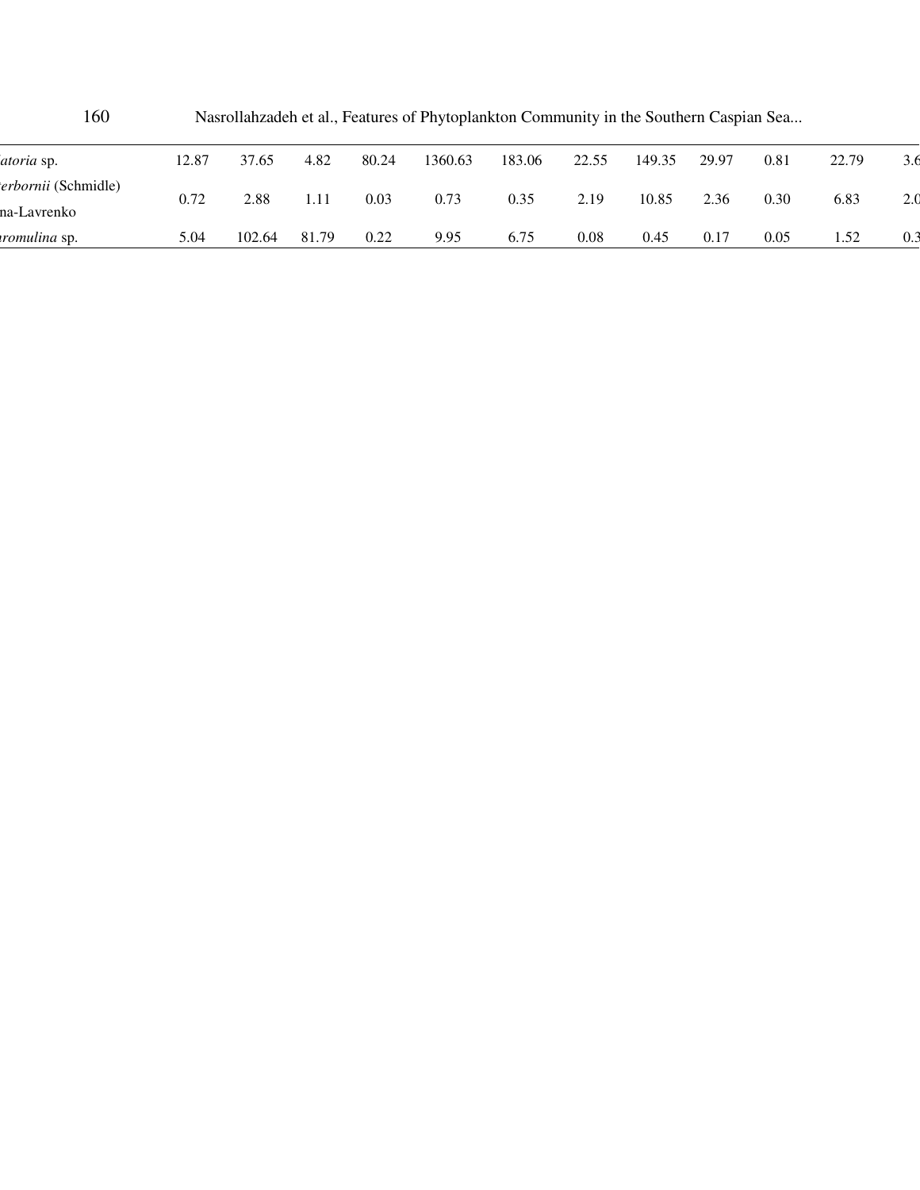| | | | | | | | | | | | | |
|---|---|---|---|---|---|---|---|---|---|---|---|---|
| *atoria* sp. | 12.87 | 37.65 | 4.82 | 80.24 | 1360.63 | 183.06 | 22.55 | 149.35 | 29.97 | 0.81 | 22.79 | 3.6 |
| *erbornii* (Schmidle) na-Lavrenko | 0.72 | 2.88 | 1.11 | 0.03 | 0.73 | 0.35 | 2.19 | 10.85 | 2.36 | 0.30 | 6.83 | 2.0 |
| *aromulina* sp. | 5.04 | 102.64 | 81.79 | 0.22 | 9.95 | 6.75 | 0.08 | 0.45 | 0.17 | 0.05 | 1.52 | 0.3 |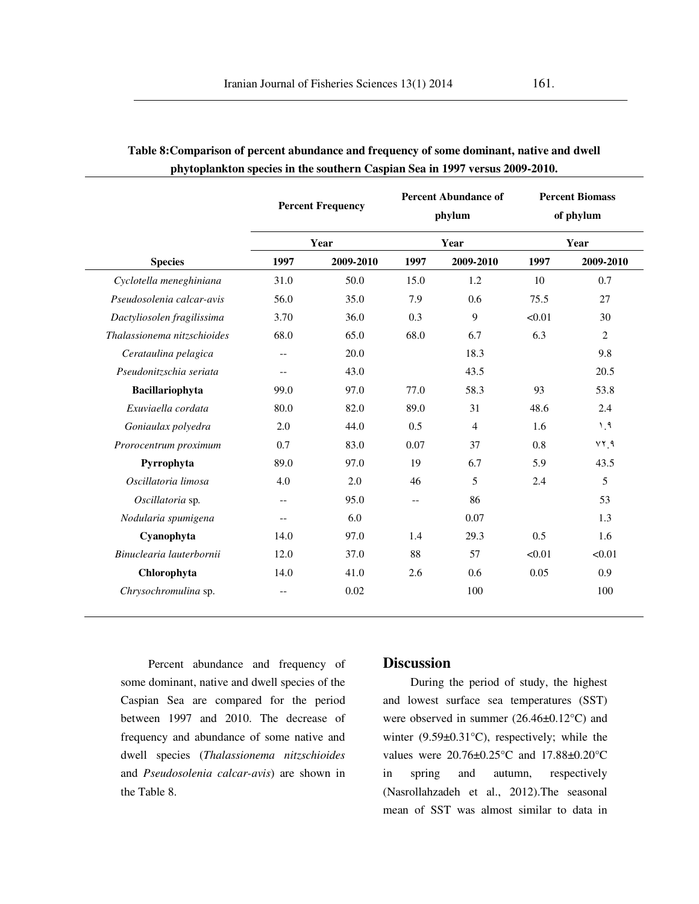**Table 8:Comparison of percent abundance and frequency of some dominant, native and dwell phytoplankton species in the southern Caspian Sea in 1997 versus 2009-2010.**

| | Percent Frequency | | Percent Abundance of phylum | | Percent Biomass of phylum | |
|---|---|---|---|---|---|---|
| | Year | | Year | | Year | |
| **Species** | **1997** | **2009-2010** | **1997** | **2009-2010** | **1997** | **2009-2010** |
| *Cyclotella meneghiniana* | 31.0 | 50.0 | 15.0 | 1.2 | 10 | 0.7 |
| *Pseudosolenia calcar-avis* | 56.0 | 35.0 | 7.9 | 0.6 | 75.5 | 27 |
| *Dactyliosolen fragilissima* | 3.70 | 36.0 | 0.3 | 9 | <0.01 | 30 |
| *Thalassionema nitzschioides* | 68.0 | 65.0 | 68.0 | 6.7 | 6.3 | 2 |
| *Cerataulina pelagica* | -- | 20.0 | | 18.3 | | 9.8 |
| *Pseudonitzschia seriata* | -- | 43.0 | | 43.5 | | 20.5 |
| **Bacillariophyta** | 99.0 | 97.0 | 77.0 | 58.3 | 93 | 53.8 |
| *Exuviaella cordata* | 80.0 | 82.0 | 89.0 | 31 | 48.6 | 2.4 |
| *Goniaulax polyedra* | 2.0 | 44.0 | 0.5 | 4 | 1.6 | ۱.۹ |
| *Prorocentrum proximum* | 0.7 | 83.0 | 0.07 | 37 | 0.8 | ۷۲.۹ |
| **Pyrrophyta** | 89.0 | 97.0 | 19 | 6.7 | 5.9 | 43.5 |
| *Oscillatoria limosa* | 4.0 | 2.0 | 46 | 5 | 2.4 | 5 |
| *Oscillatoria* sp. | -- | 95.0 | -- | 86 | | 53 |
| Nodularia spumigena | -- | 6.0 | | 0.07 | | 1.3 |
| **Cyanophyta** | 14.0 | 97.0 | 1.4 | 29.3 | 0.5 | 1.6 |
| *Binuclearia lauterbornii* | 12.0 | 37.0 | 88 | 57 | <0.01 | <0.01 |
| **Chlorophyta** | 14.0 | 41.0 | 2.6 | 0.6 | 0.05 | 0.9 |
| *Chrysochromulina* sp. | -- | 0.02 | | 100 | | 100 |

Percent abundance and frequency of some dominant, native and dwell species of the Caspian Sea are compared for the period between 1997 and 2010. The decrease of frequency and abundance of some native and dwell species (*Thalassionema nitzschioides* and *Pseudosolenia calcar-avis*) are shown in the Table 8.

## Discussion

During the period of study, the highest and lowest surface sea temperatures (SST) were observed in summer (26.46±0.12°C) and winter (9.59±0.31°C), respectively; while the values were 20.76±0.25°C and 17.88±0.20°C in spring and autumn, respectively (Nasrollahzadeh et al., 2012).The seasonal mean of SST was almost similar to data in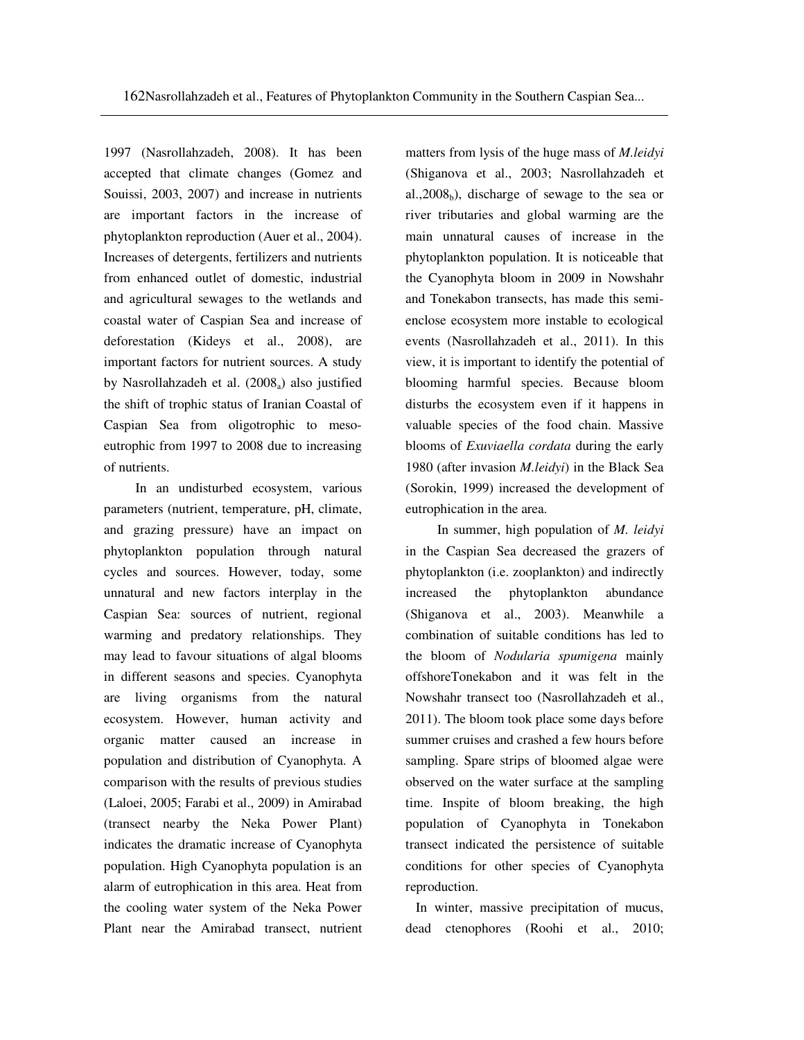1997 (Nasrollahzadeh, 2008). It has been accepted that climate changes (Gomez and Souissi, 2003, 2007) and increase in nutrients are important factors in the increase of phytoplankton reproduction (Auer et al., 2004). Increases of detergents, fertilizers and nutrients from enhanced outlet of domestic, industrial and agricultural sewages to the wetlands and coastal water of Caspian Sea and increase of deforestation (Kideys et al., 2008), are important factors for nutrient sources. A study by Nasrollahzadeh et al. ($2008_a$) also justified the shift of trophic status of Iranian Coastal of Caspian Sea from oligotrophic to meso-eutrophic from 1997 to 2008 due to increasing of nutrients.

In an undisturbed ecosystem, various parameters (nutrient, temperature, pH, climate, and grazing pressure) have an impact on phytoplankton population through natural cycles and sources. However, today, some unnatural and new factors interplay in the Caspian Sea: sources of nutrient, regional warming and predatory relationships. They may lead to favour situations of algal blooms in different seasons and species. Cyanophyta are living organisms from the natural ecosystem. However, human activity and organic matter caused an increase in population and distribution of Cyanophyta. A comparison with the results of previous studies (Laloei, 2005; Farabi et al., 2009) in Amirabad (transect nearby the Neka Power Plant) indicates the dramatic increase of Cyanophyta population. High Cyanophyta population is an alarm of eutrophication in this area. Heat from the cooling water system of the Neka Power Plant near the Amirabad transect, nutrient matters from lysis of the huge mass of *M.leidyi* (Shiganova et al., 2003; Nasrollahzadeh et al.,$2008_b$), discharge of sewage to the sea or river tributaries and global warming are the main unnatural causes of increase in the phytoplankton population. It is noticeable that the Cyanophyta bloom in 2009 in Nowshahr and Tonekabon transects, has made this semi-enclose ecosystem more instable to ecological events (Nasrollahzadeh et al., 2011). In this view, it is important to identify the potential of blooming harmful species. Because bloom disturbs the ecosystem even if it happens in valuable species of the food chain. Massive blooms of *Exuviaella cordata* during the early 1980 (after invasion *M.leidyi*) in the Black Sea (Sorokin, 1999) increased the development of eutrophication in the area.

In summer, high population of *M. leidyi* in the Caspian Sea decreased the grazers of phytoplankton (i.e. zooplankton) and indirectly increased the phytoplankton abundance (Shiganova et al., 2003). Meanwhile a combination of suitable conditions has led to the bloom of *Nodularia spumigena* mainly offshoreTonekabon and it was felt in the Nowshahr transect too (Nasrollahzadeh et al., 2011). The bloom took place some days before summer cruises and crashed a few hours before sampling. Spare strips of bloomed algae were observed on the water surface at the sampling time. Inspite of bloom breaking, the high population of Cyanophyta in Tonekabon transect indicated the persistence of suitable conditions for other species of Cyanophyta reproduction.

In winter, massive precipitation of mucus, dead ctenophores (Roohi et al., 2010;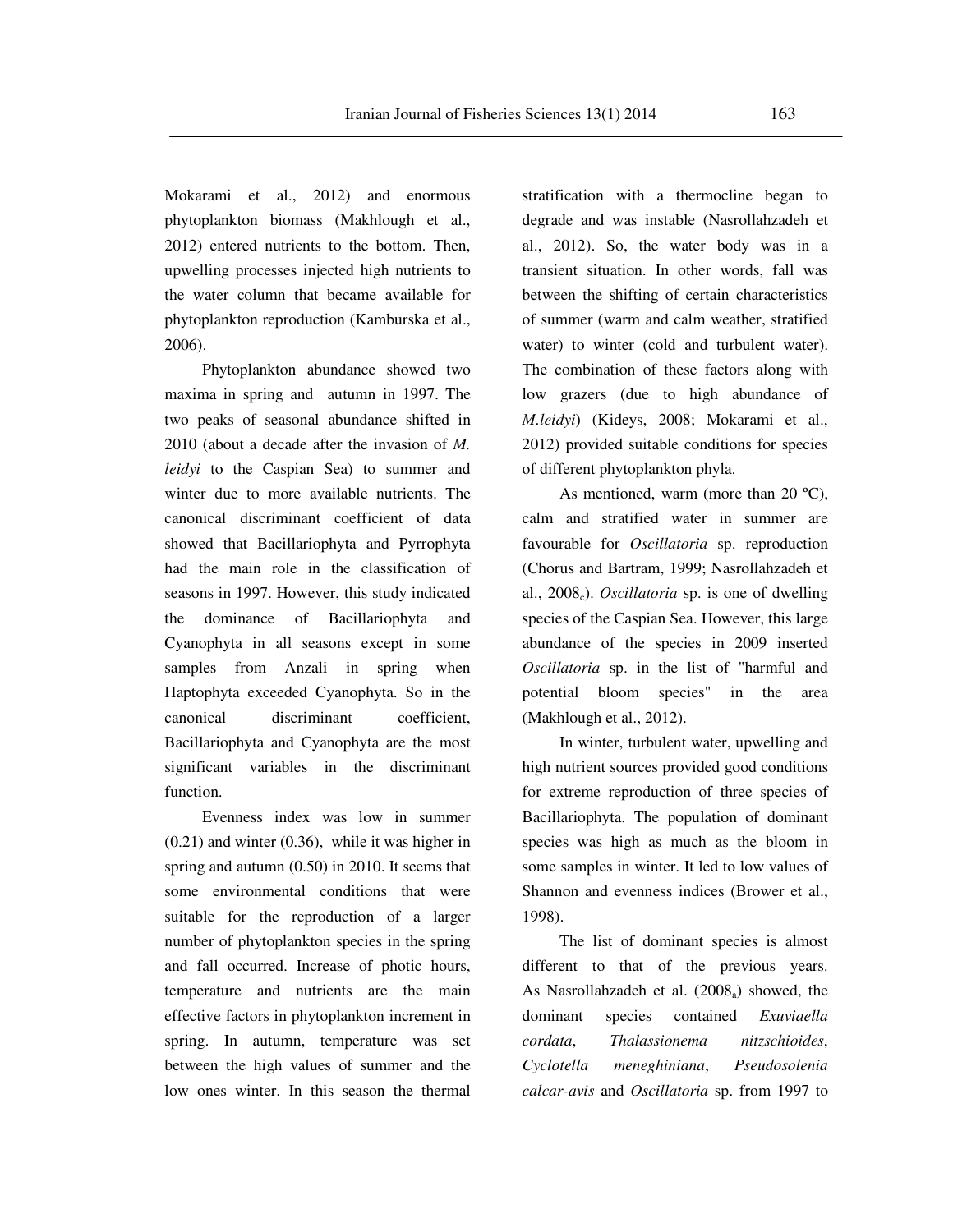Mokarami et al., 2012) and enormous phytoplankton biomass (Makhlough et al., 2012) entered nutrients to the bottom. Then, upwelling processes injected high nutrients to the water column that became available for phytoplankton reproduction (Kamburska et al., 2006).

Phytoplankton abundance showed two maxima in spring and autumn in 1997. The two peaks of seasonal abundance shifted in 2010 (about a decade after the invasion of *M. leidyi* to the Caspian Sea) to summer and winter due to more available nutrients. The canonical discriminant coefficient of data showed that Bacillariophyta and Pyrrophyta had the main role in the classification of seasons in 1997. However, this study indicated the dominance of Bacillariophyta and Cyanophyta in all seasons except in some samples from Anzali in spring when Haptophyta exceeded Cyanophyta. So in the canonical discriminant coefficient, Bacillariophyta and Cyanophyta are the most significant variables in the discriminant function.

Evenness index was low in summer (0.21) and winter (0.36), while it was higher in spring and autumn (0.50) in 2010. It seems that some environmental conditions that were suitable for the reproduction of a larger number of phytoplankton species in the spring and fall occurred. Increase of photic hours, temperature and nutrients are the main effective factors in phytoplankton increment in spring. In autumn, temperature was set between the high values of summer and the low ones winter. In this season the thermal stratification with a thermocline began to degrade and was instable (Nasrollahzadeh et al., 2012). So, the water body was in a transient situation. In other words, fall was between the shifting of certain characteristics of summer (warm and calm weather, stratified water) to winter (cold and turbulent water). The combination of these factors along with low grazers (due to high abundance of *M.leidyi*) (Kideys, 2008; Mokarami et al., 2012) provided suitable conditions for species of different phytoplankton phyla.

As mentioned, warm (more than 20 ºC), calm and stratified water in summer are favourable for *Oscillatoria* sp. reproduction (Chorus and Bartram, 1999; Nasrollahzadeh et al., 2008$_c$). *Oscillatoria* sp. is one of dwelling species of the Caspian Sea. However, this large abundance of the species in 2009 inserted *Oscillatoria* sp. in the list of "harmful and potential bloom species" in the area (Makhlough et al., 2012).

In winter, turbulent water, upwelling and high nutrient sources provided good conditions for extreme reproduction of three species of Bacillariophyta. The population of dominant species was high as much as the bloom in some samples in winter. It led to low values of Shannon and evenness indices (Brower et al., 1998).

The list of dominant species is almost different to that of the previous years. As Nasrollahzadeh et al. (2008$_a$) showed, the dominant species contained *Exuviaella cordata*, *Thalassionema nitzschioides*, *Cyclotella meneghiniana*, *Pseudosolenia calcar-avis* and *Oscillatoria* sp. from 1997 to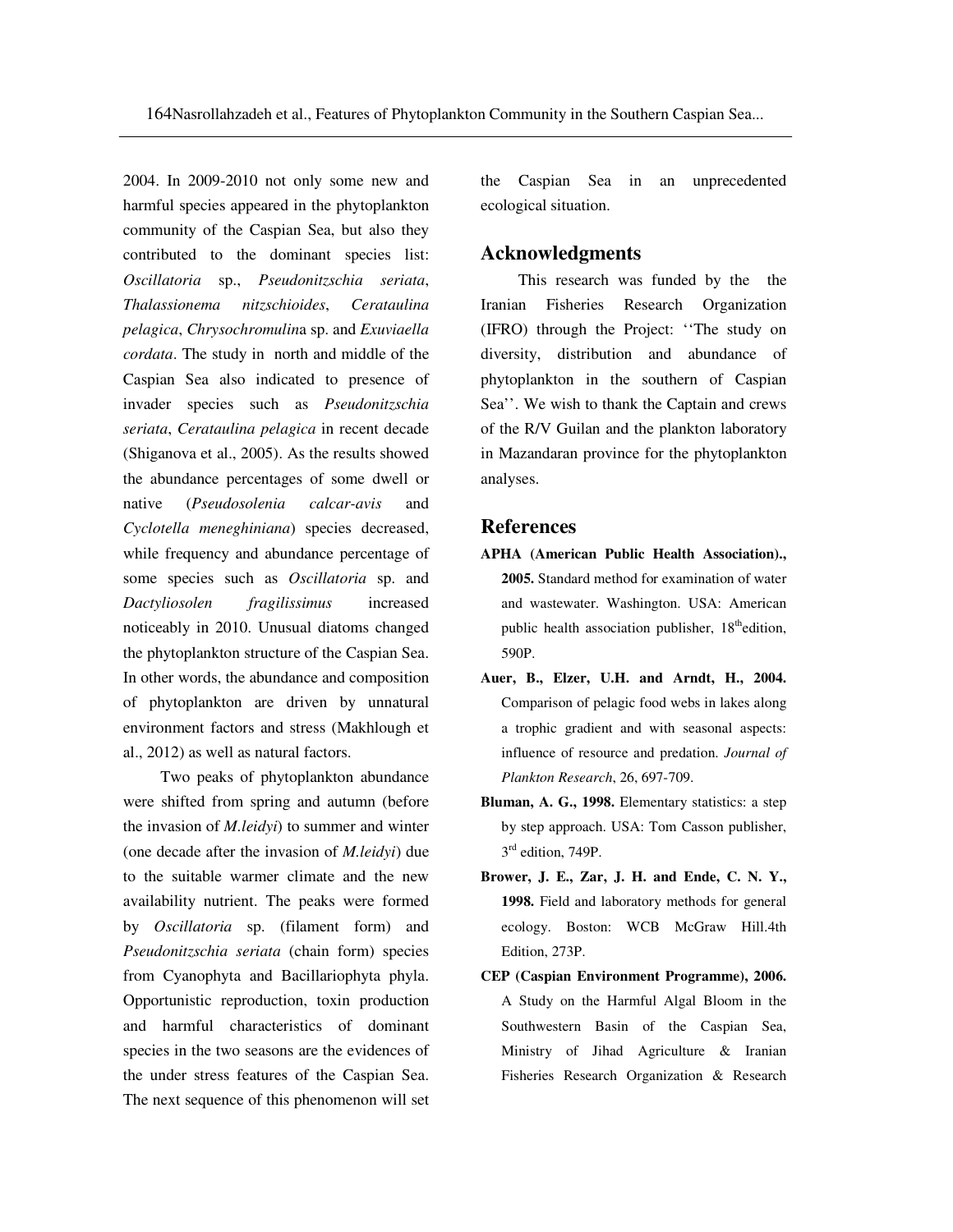2004. In 2009-2010 not only some new and harmful species appeared in the phytoplankton community of the Caspian Sea, but also they contributed to the dominant species list: *Oscillatoria* sp., *Pseudonitzschia seriata*, *Thalassionema nitzschioides*, *Cerataulina pelagica*, *Chrysochromulin*a sp. and *Exuviaella cordata*. The study in north and middle of the Caspian Sea also indicated to presence of invader species such as *Pseudonitzschia seriata*, *Cerataulina pelagica* in recent decade (Shiganova et al., 2005). As the results showed the abundance percentages of some dwell or native (*Pseudosolenia calcar-avis* and *Cyclotella meneghiniana*) species decreased, while frequency and abundance percentage of some species such as *Oscillatoria* sp. and *Dactyliosolen fragilissimus* increased noticeably in 2010. Unusual diatoms changed the phytoplankton structure of the Caspian Sea. In other words, the abundance and composition of phytoplankton are driven by unnatural environment factors and stress (Makhlough et al., 2012) as well as natural factors.

Two peaks of phytoplankton abundance were shifted from spring and autumn (before the invasion of *M.leidyi*) to summer and winter (one decade after the invasion of *M.leidyi*) due to the suitable warmer climate and the new availability nutrient. The peaks were formed by *Oscillatoria* sp. (filament form) and *Pseudonitzschia seriata* (chain form) species from Cyanophyta and Bacillariophyta phyla. Opportunistic reproduction, toxin production and harmful characteristics of dominant species in the two seasons are the evidences of the under stress features of the Caspian Sea. The next sequence of this phenomenon will set the Caspian Sea in an unprecedented ecological situation.

## Acknowledgments

This research was funded by the the Iranian Fisheries Research Organization (IFRO) through the Project: ‘‘The study on diversity, distribution and abundance of phytoplankton in the southern of Caspian Sea’’. We wish to thank the Captain and crews of the R/V Guilan and the plankton laboratory in Mazandaran province for the phytoplankton analyses.

## References

**APHA (American Public Health Association)., 2005.** Standard method for examination of water and wastewater. Washington. USA: American public health association publisher, 18th edition, 590P.

**Auer, B., Elzer, U.H. and Arndt, H., 2004.** Comparison of pelagic food webs in lakes along a trophic gradient and with seasonal aspects: influence of resource and predation. *Journal of Plankton Research*, 26, 697-709.

**Bluman, A. G., 1998.** Elementary statistics: a step by step approach. USA: Tom Casson publisher, 3rd edition, 749P.

**Brower, J. E., Zar, J. H. and Ende, C. N. Y., 1998.** Field and laboratory methods for general ecology. Boston: WCB McGraw Hill.4th Edition, 273P.

**CEP (Caspian Environment Programme), 2006.** A Study on the Harmful Algal Bloom in the Southwestern Basin of the Caspian Sea, Ministry of Jihad Agriculture & Iranian Fisheries Research Organization & Research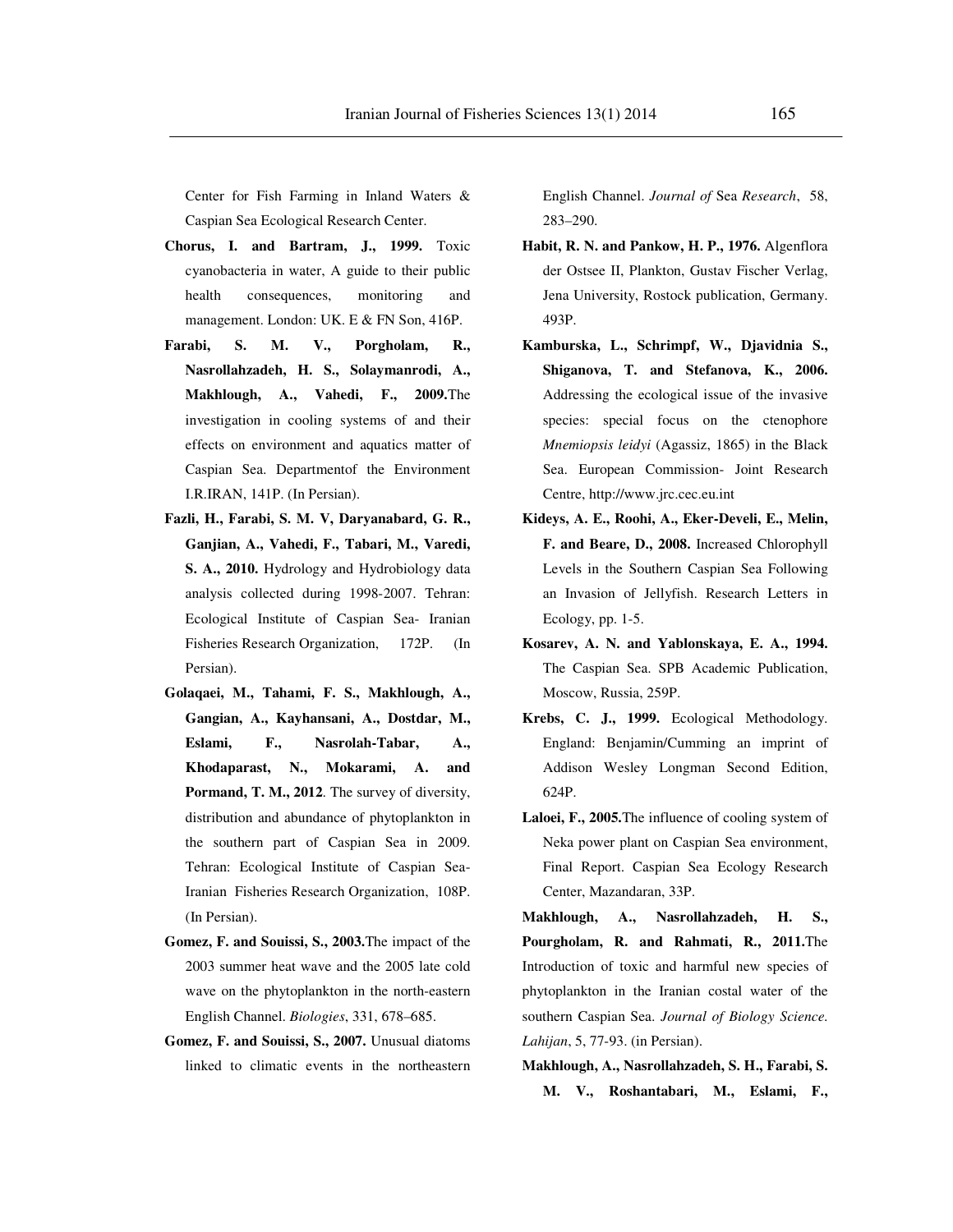Center for Fish Farming in Inland Waters & Caspian Sea Ecological Research Center.

**Chorus, I. and Bartram, J., 1999.** Toxic cyanobacteria in water, A guide to their public health consequences, monitoring and management. London: UK. E & FN Son, 416P.

**Farabi, S. M. V., Porgholam, R., Nasrollahzadeh, H. S., Solaymanrodi, A., Makhlough, A., Vahedi, F., 2009.** The investigation in cooling systems of and their effects on environment and aquatics matter of Caspian Sea. Departmentof the Environment I.R.IRAN, 141P. (In Persian).

**Fazli, H., Farabi, S. M. V, Daryanabard, G. R., Ganjian, A., Vahedi, F., Tabari, M., Varedi, S. A., 2010.** Hydrology and Hydrobiology data analysis collected during 1998-2007. Tehran: Ecological Institute of Caspian Sea- Iranian Fisheries Research Organization, 172P. (In Persian).

**Golaqaei, M., Tahami, F. S., Makhlough, A., Gangian, A., Kayhansani, A., Dostdar, M., Eslami, F., Nasrolah-Tabar, A., Khodaparast, N., Mokarami, A. and Pormand, T. M., 2012**. The survey of diversity, distribution and abundance of phytoplankton in the southern part of Caspian Sea in 2009. Tehran: Ecological Institute of Caspian Sea- Iranian Fisheries Research Organization, 108P. (In Persian).

**Gomez, F. and Souissi, S., 2003.** The impact of the 2003 summer heat wave and the 2005 late cold wave on the phytoplankton in the north-eastern English Channel. *Biologies*, 331, 678–685.

**Gomez, F. and Souissi, S., 2007.** Unusual diatoms linked to climatic events in the northeastern English Channel. *Journal of* Sea *Research*, 58, 283–290.

**Habit, R. N. and Pankow, H. P., 1976.** Algenflora der Ostsee II, Plankton, Gustav Fischer Verlag, Jena University, Rostock publication, Germany. 493P.

**Kamburska, L., Schrimpf, W., Djavidnia S., Shiganova, T. and Stefanova, K., 2006.** Addressing the ecological issue of the invasive species: special focus on the ctenophore *Mnemiopsis leidyi* (Agassiz, 1865) in the Black Sea. European Commission- Joint Research Centre, http://www.jrc.cec.eu.int

**Kideys, A. E., Roohi, A., Eker-Develi, E., Melin, F. and Beare, D., 2008.** Increased Chlorophyll Levels in the Southern Caspian Sea Following an Invasion of Jellyfish. Research Letters in Ecology, pp. 1-5.

**Kosarev, A. N. and Yablonskaya, E. A., 1994.** The Caspian Sea. SPB Academic Publication, Moscow, Russia, 259P.

**Krebs, C. J., 1999.** Ecological Methodology. England: Benjamin/Cumming an imprint of Addison Wesley Longman Second Edition, 624P.

**Laloei, F., 2005.** The influence of cooling system of Neka power plant on Caspian Sea environment, Final Report. Caspian Sea Ecology Research Center, Mazandaran, 33P.

**Makhlough, A., Nasrollahzadeh, H. S., Pourgholam, R. and Rahmati, R., 2011.** The Introduction of toxic and harmful new species of phytoplankton in the Iranian costal water of the southern Caspian Sea. *Journal of Biology Science. Lahijan*, 5, 77-93. (in Persian).

**Makhlough, A., Nasrollahzadeh, S. H., Farabi, S. M. V., Roshantabari, M., Eslami, F.,**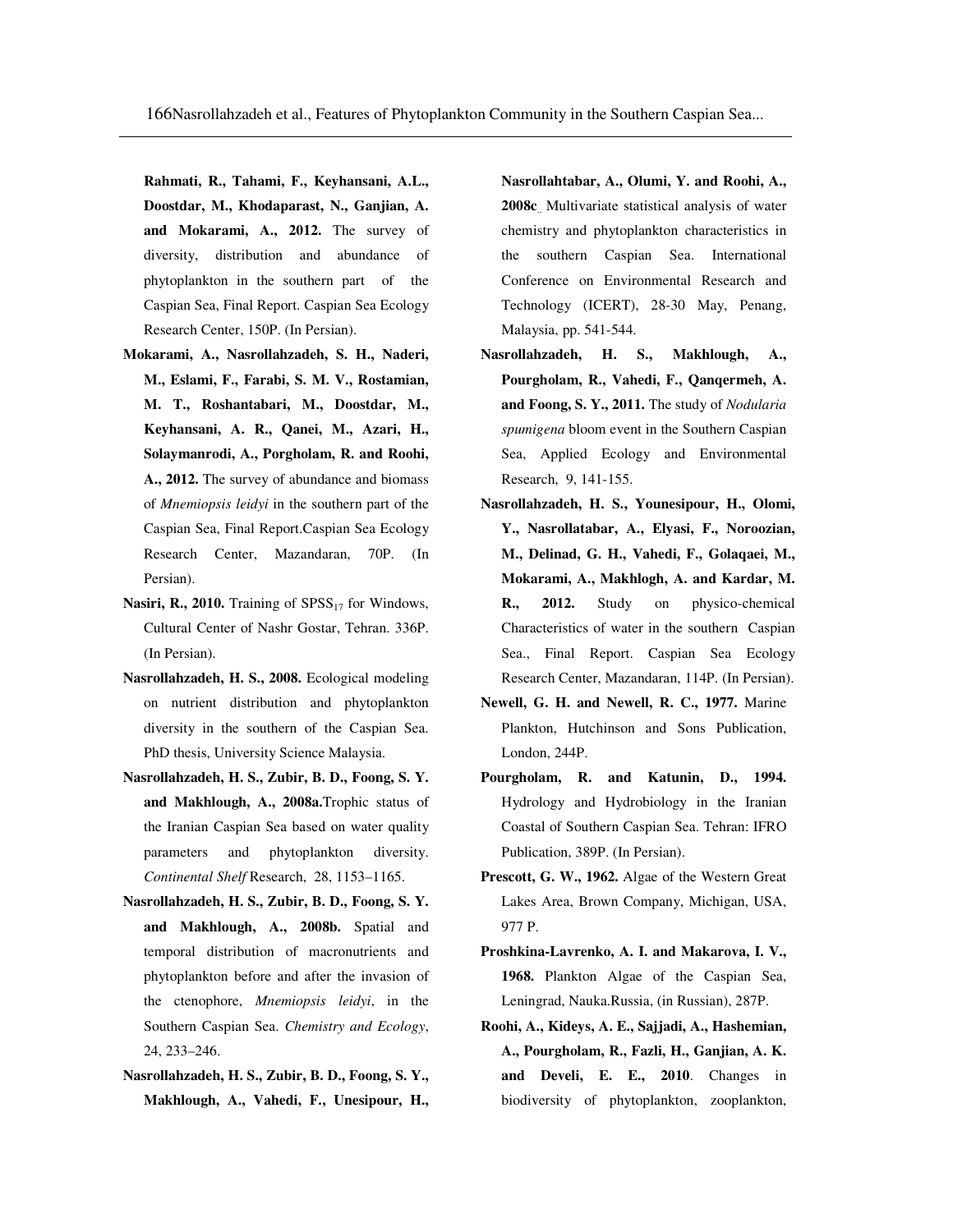**Rahmati, R., Tahami, F., Keyhansani, A.L., Doostdar, M., Khodaparast, N., Ganjian, A. and Mokarami, A., 2012.** The survey of diversity, distribution and abundance of phytoplankton in the southern part of the Caspian Sea, Final Report. Caspian Sea Ecology Research Center, 150P. (In Persian).

**Mokarami, A., Nasrollahzadeh, S. H., Naderi, M., Eslami, F., Farabi, S. M. V., Rostamian, M. T., Roshantabari, M., Doostdar, M., Keyhansani, A. R., Qanei, M., Azari, H., Solaymanrodi, A., Porgholam, R. and Roohi, A., 2012.** The survey of abundance and biomass of *Mnemiopsis leidyi* in the southern part of the Caspian Sea, Final Report.Caspian Sea Ecology Research Center, Mazandaran, 70P. (In Persian).

**Nasiri, R., 2010.** Training of $SPSS_{17}$ for Windows, Cultural Center of Nashr Gostar, Tehran. 336P. (In Persian).

**Nasrollahzadeh, H. S., 2008.** Ecological modeling on nutrient distribution and phytoplankton diversity in the southern of the Caspian Sea. PhD thesis, University Science Malaysia.

**Nasrollahzadeh, H. S., Zubir, B. D., Foong, S. Y. and Makhlough, A., 2008a.**Trophic status of the Iranian Caspian Sea based on water quality parameters and phytoplankton diversity. *Continental Shelf* Research, 28, 1153–1165.

**Nasrollahzadeh, H. S., Zubir, B. D., Foong, S. Y. and Makhlough, A., 2008b.** Spatial and temporal distribution of macronutrients and phytoplankton before and after the invasion of the ctenophore, *Mnemiopsis leidyi*, in the Southern Caspian Sea. *Chemistry and Ecology*, 24, 233–246.

**Nasrollahzadeh, H. S., Zubir, B. D., Foong, S. Y., Makhlough, A., Vahedi, F., Unesipour, H., Nasrollahtabar, A., Olumi, Y. and Roohi, A., 2008c.** Multivariate statistical analysis of water chemistry and phytoplankton characteristics in the southern Caspian Sea. International Conference on Environmental Research and Technology (ICERT), 28-30 May, Penang, Malaysia, pp. 541-544.

**Nasrollahzadeh, H. S., Makhlough, A., Pourgholam, R., Vahedi, F., Qanqermeh, A. and Foong, S. Y., 2011.** The study of *Nodularia spumigena* bloom event in the Southern Caspian Sea, Applied Ecology and Environmental Research, 9, 141-155.

**Nasrollahzadeh, H. S., Younesipour, H., Olomi, Y., Nasrollatabar, A., Elyasi, F., Noroozian, M., Delinad, G. H., Vahedi, F., Golaqaei, M., Mokarami, A., Makhlogh, A. and Kardar, M. R., 2012.** Study on physico-chemical Characteristics of water in the southern Caspian Sea., Final Report. Caspian Sea Ecology Research Center, Mazandaran, 114P. (In Persian).

**Newell, G. H. and Newell, R. C., 1977.** Marine Plankton, Hutchinson and Sons Publication, London, 244P.

**Pourgholam, R. and Katunin, D., 1994.** Hydrology and Hydrobiology in the Iranian Coastal of Southern Caspian Sea. Tehran: IFRO Publication, 389P. (In Persian).

**Prescott, G. W., 1962.** Algae of the Western Great Lakes Area, Brown Company, Michigan, USA, 977 P.

**Proshkina-Lavrenko, A. I. and Makarova, I. V., 1968.** Plankton Algae of the Caspian Sea, Leningrad, Nauka.Russia, (in Russian), 287P.

**Roohi, A., Kideys, A. E., Sajjadi, A., Hashemian, A., Pourgholam, R., Fazli, H., Ganjian, A. K. and Develi, E. E., 2010**. Changes in biodiversity of phytoplankton, zooplankton,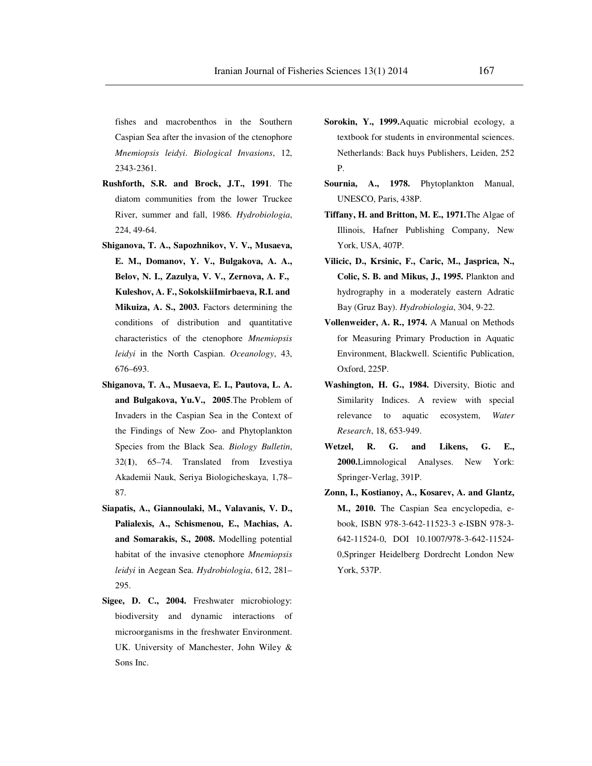fishes and macrobenthos in the Southern Caspian Sea after the invasion of the ctenophore *Mnemiopsis leidyi*. *Biological Invasions*, 12, 2343-2361.

**Rushforth, S.R. and Brock, J.T., 1991**. The diatom communities from the lower Truckee River, summer and fall, 1986. *Hydrobiologia*, 224, 49-64.

**Shiganova, T. A., Sapozhnikov, V. V., Musaeva, E. M., Domanov, Y. V., Bulgakova, A. A., Belov, N. I., Zazulya, V. V., Zernova, A. F., Kuleshov, A. F., SokolskiiImirbaeva, R.I. and Mikuiza, A. S., 2003.** Factors determining the conditions of distribution and quantitative characteristics of the ctenophore *Mnemiopsis leidyi* in the North Caspian. *Oceanology*, 43, 676–693.

**Shiganova, T. A., Musaeva, E. I., Pautova, L. A. and Bulgakova, Yu.V., 2005**.The Problem of Invaders in the Caspian Sea in the Context of the Findings of New Zoo- and Phytoplankton Species from the Black Sea. *Biology Bulletin*, 32(**1**), 65–74. Translated from Izvestiya Akademii Nauk, Seriya Biologicheskaya, 1,78–87.

**Siapatis, A., Giannoulaki, M., Valavanis, V. D., Palialexis, A., Schismenou, E., Machias, A. and Somarakis, S., 2008.** Modelling potential habitat of the invasive ctenophore *Mnemiopsis leidyi* in Aegean Sea. *Hydrobiologia*, 612, 281–295.

**Sigee, D. C., 2004.** Freshwater microbiology: biodiversity and dynamic interactions of microorganisms in the freshwater Environment. UK. University of Manchester, John Wiley & Sons Inc.

**Sorokin, Y., 1999.**Aquatic microbial ecology, a textbook for students in environmental sciences. Netherlands: Back huys Publishers, Leiden, 252 P.

**Sournia, A., 1978.** Phytoplankton Manual, UNESCO, Paris, 438P.

**Tiffany, H. and Britton, M. E., 1971.**The Algae of Illinois, Hafner Publishing Company, New York, USA, 407P.

**Vilicic, D., Krsinic, F., Caric, M., Jasprica, N., Colic, S. B. and Mikus, J., 1995.** Plankton and hydrography in a moderately eastern Adratic Bay (Gruz Bay). *Hydrobiologia*, 304, 9-22.

**Vollenweider, A. R., 1974.** A Manual on Methods for Measuring Primary Production in Aquatic Environment, Blackwell. Scientific Publication, Oxford, 225P.

**Washington, H. G., 1984.** Diversity, Biotic and Similarity Indices. A review with special relevance to aquatic ecosystem, *Water Research*, 18, 653-949.

**Wetzel, R. G. and Likens, G. E., 2000.**Limnological Analyses. New York: Springer-Verlag, 391P.

**Zonn, I., Kostianoy, A., Kosarev, A. and Glantz, M., 2010.** The Caspian Sea encyclopedia, e-book, ISBN 978-3-642-11523-3 e-ISBN 978-3-642-11524-0, DOI 10.1007/978-3-642-11524-0,Springer Heidelberg Dordrecht London New York, 537P.